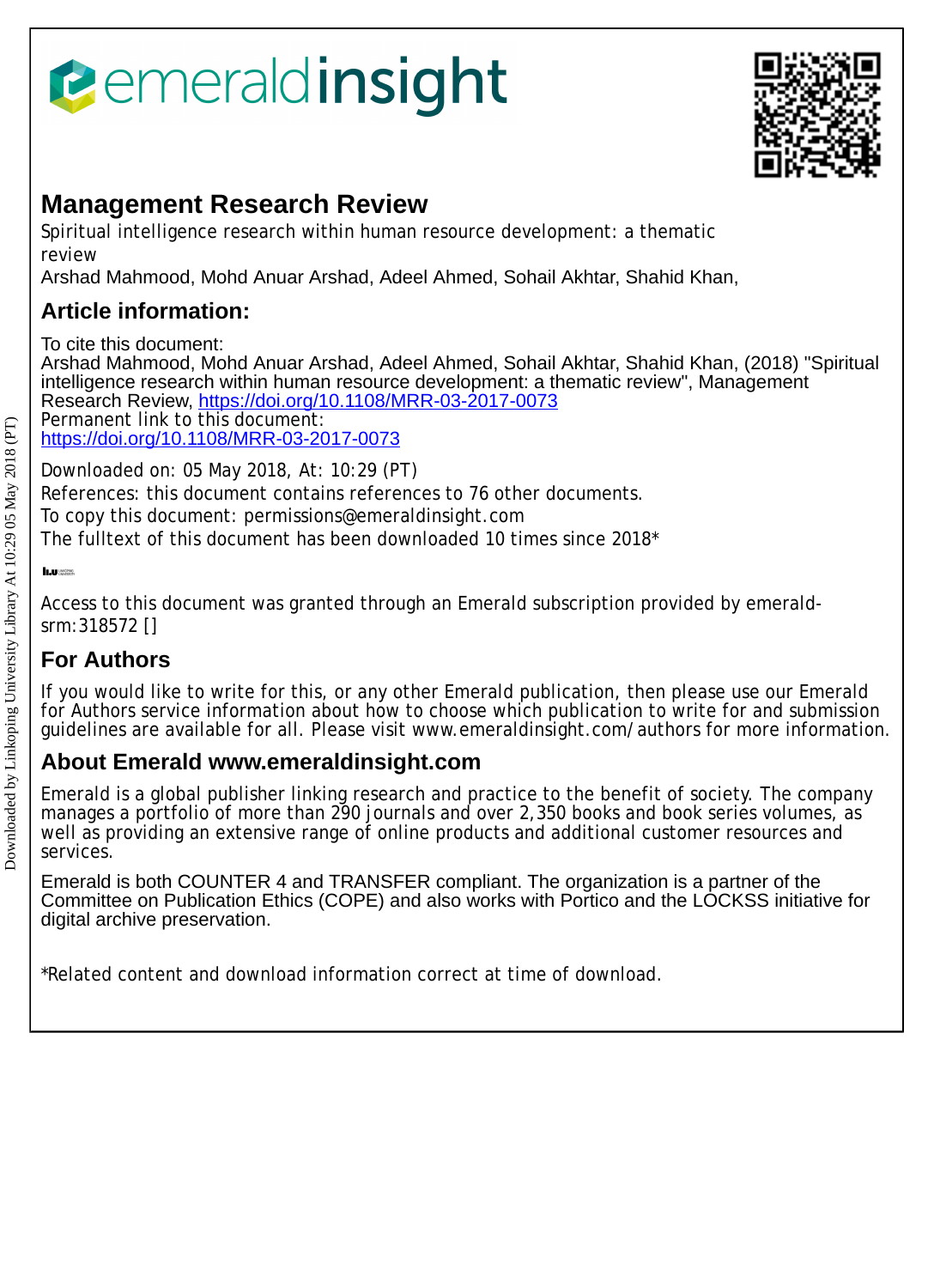# Management Research Review

Spiritual intelligence research within human resource development: a thematic review

Arshad Mahmood, Mohd Anuar Arshad, Adeel Ahmed, Sohail Akhtar, Shahid Khan,

## Article information:

To cite this document:
Arshad Mahmood, Mohd Anuar Arshad, Adeel Ahmed, Sohail Akhtar, Shahid Khan, (2018) "Spiritual intelligence research within human resource development: a thematic review", Management Research Review, https://doi.org/10.1108/MRR-03-2017-0073
Permanent link to this document:
https://doi.org/10.1108/MRR-03-2017-0073

Downloaded on: 05 May 2018, At: 10:29 (PT)
References: this document contains references to 76 other documents.
To copy this document: permissions@emeraldinsight.com
The fulltext of this document has been downloaded 10 times since 2018*

Access to this document was granted through an Emerald subscription provided by emerald-srm:318572 []

## For Authors

If you would like to write for this, or any other Emerald publication, then please use our Emerald for Authors service information about how to choose which publication to write for and submission guidelines are available for all. Please visit www.emeraldinsight.com/authors for more information.

## About Emerald www.emeraldinsight.com

Emerald is a global publisher linking research and practice to the benefit of society. The company manages a portfolio of more than 290 journals and over 2,350 books and book series volumes, as well as providing an extensive range of online products and additional customer resources and services.

Emerald is both COUNTER 4 and TRANSFER compliant. The organization is a partner of the Committee on Publication Ethics (COPE) and also works with Portico and the LOCKSS initiative for digital archive preservation.

*Related content and download information correct at time of download.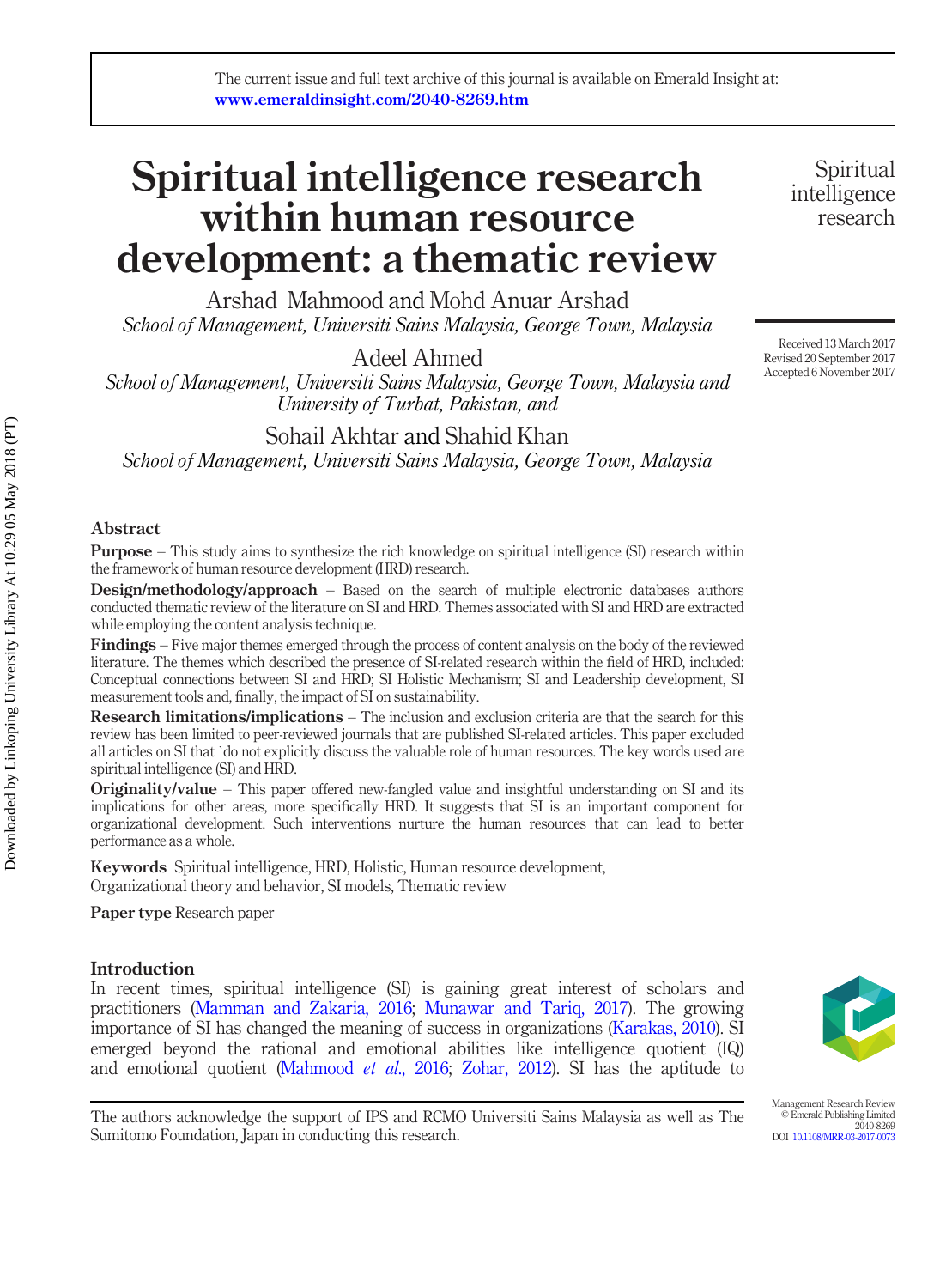# Spiritual intelligence research within human resource development: a thematic review

Arshad Mahmood and Mohd Anuar Arshad
*School of Management, Universiti Sains Malaysia, George Town, Malaysia*

Adeel Ahmed
*School of Management, Universiti Sains Malaysia, George Town, Malaysia and University of Turbat, Pakistan, and*

Sohail Akhtar and Shahid Khan
*School of Management, Universiti Sains Malaysia, George Town, Malaysia*

Received 13 March 2017
Revised 20 September 2017
Accepted 6 November 2017

## Abstract

**Purpose** – This study aims to synthesize the rich knowledge on spiritual intelligence (SI) research within the framework of human resource development (HRD) research.

**Design/methodology/approach** – Based on the search of multiple electronic databases authors conducted thematic review of the literature on SI and HRD. Themes associated with SI and HRD are extracted while employing the content analysis technique.

**Findings** – Five major themes emerged through the process of content analysis on the body of the reviewed literature. The themes which described the presence of SI-related research within the field of HRD, included: Conceptual connections between SI and HRD; SI Holistic Mechanism; SI and Leadership development, SI measurement tools and, finally, the impact of SI on sustainability.

**Research limitations/implications** – The inclusion and exclusion criteria are that the search for this review has been limited to peer-reviewed journals that are published SI-related articles. This paper excluded all articles on SI that `do not explicitly discuss the valuable role of human resources. The key words used are spiritual intelligence (SI) and HRD.

**Originality/value** – This paper offered new-fangled value and insightful understanding on SI and its implications for other areas, more specifically HRD. It suggests that SI is an important component for organizational development. Such interventions nurture the human resources that can lead to better performance as a whole.

**Keywords** Spiritual intelligence, HRD, Holistic, Human resource development, Organizational theory and behavior, SI models, Thematic review

**Paper type** Research paper

## Introduction

In recent times, spiritual intelligence (SI) is gaining great interest of scholars and practitioners (Mamman and Zakaria, 2016; Munawar and Tariq, 2017). The growing importance of SI has changed the meaning of success in organizations (Karakas, 2010). SI emerged beyond the rational and emotional abilities like intelligence quotient (IQ) and emotional quotient (Mahmood *et al.*, 2016; Zohar, 2012). SI has the aptitude to

The authors acknowledge the support of IPS and RCMO Universiti Sains Malaysia as well as The Sumitomo Foundation, Japan in conducting this research.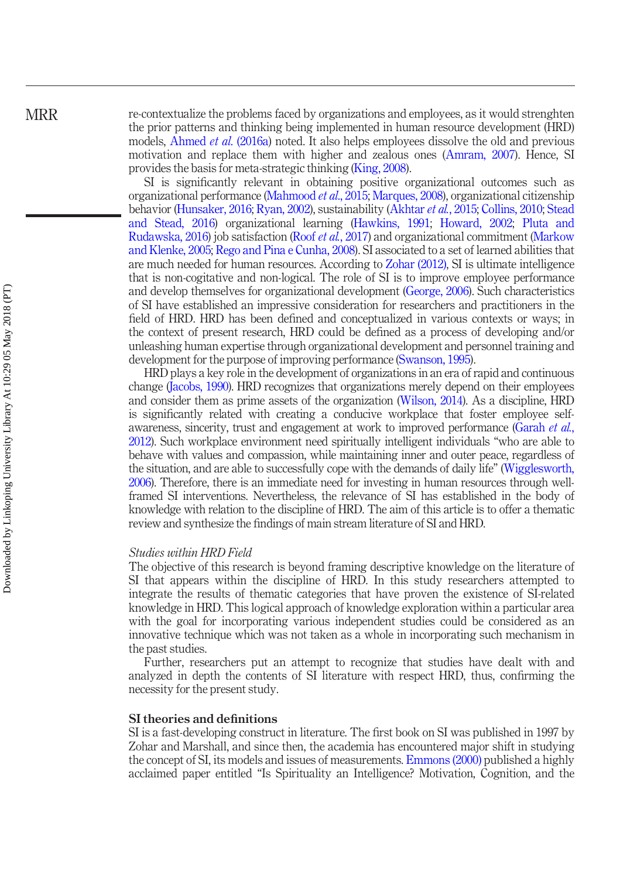re-contextualize the problems faced by organizations and employees, as it would strenghten the prior patterns and thinking being implemented in human resource development (HRD) models, Ahmed *et al.* (2016a) noted. It also helps employees dissolve the old and previous motivation and replace them with higher and zealous ones (Amram, 2007). Hence, SI provides the basis for meta-strategic thinking (King, 2008).

SI is significantly relevant in obtaining positive organizational outcomes such as organizational performance (Mahmood *et al.*, 2015; Marques, 2008), organizational citizenship behavior (Hunsaker, 2016; Ryan, 2002), sustainability (Akhtar *et al.*, 2015; Collins, 2010; Stead and Stead, 2016) organizational learning (Hawkins, 1991; Howard, 2002; Pluta and Rudawska, 2016) job satisfaction (Roof *et al.*, 2017) and organizational commitment (Markow and Klenke, 2005; Rego and Pina e Cunha, 2008). SI associated to a set of learned abilities that are much needed for human resources. According to Zohar (2012), SI is ultimate intelligence that is non-cogitative and non-logical. The role of SI is to improve employee performance and develop themselves for organizational development (George, 2006). Such characteristics of SI have established an impressive consideration for researchers and practitioners in the field of HRD. HRD has been defined and conceptualized in various contexts or ways; in the context of present research, HRD could be defined as a process of developing and/or unleashing human expertise through organizational development and personnel training and development for the purpose of improving performance (Swanson, 1995).

HRD plays a key role in the development of organizations in an era of rapid and continuous change (Jacobs, 1990). HRD recognizes that organizations merely depend on their employees and consider them as prime assets of the organization (Wilson, 2014). As a discipline, HRD is significantly related with creating a conducive workplace that foster employee self-awareness, sincerity, trust and engagement at work to improved performance (Garah *et al.*, 2012). Such workplace environment need spiritually intelligent individuals "who are able to behave with values and compassion, while maintaining inner and outer peace, regardless of the situation, and are able to successfully cope with the demands of daily life" (Wigglesworth, 2006). Therefore, there is an immediate need for investing in human resources through well-framed SI interventions. Nevertheless, the relevance of SI has established in the body of knowledge with relation to the discipline of HRD. The aim of this article is to offer a thematic review and synthesize the findings of main stream literature of SI and HRD.

### *Studies within HRD Field*

The objective of this research is beyond framing descriptive knowledge on the literature of SI that appears within the discipline of HRD. In this study researchers attempted to integrate the results of thematic categories that have proven the existence of SI-related knowledge in HRD. This logical approach of knowledge exploration within a particular area with the goal for incorporating various independent studies could be considered as an innovative technique which was not taken as a whole in incorporating such mechanism in the past studies.

Further, researchers put an attempt to recognize that studies have dealt with and analyzed in depth the contents of SI literature with respect HRD, thus, confirming the necessity for the present study.

## SI theories and definitions

SI is a fast-developing construct in literature. The first book on SI was published in 1997 by Zohar and Marshall, and since then, the academia has encountered major shift in studying the concept of SI, its models and issues of measurements. Emmons (2000) published a highly acclaimed paper entitled "Is Spirituality an Intelligence? Motivation, Cognition, and the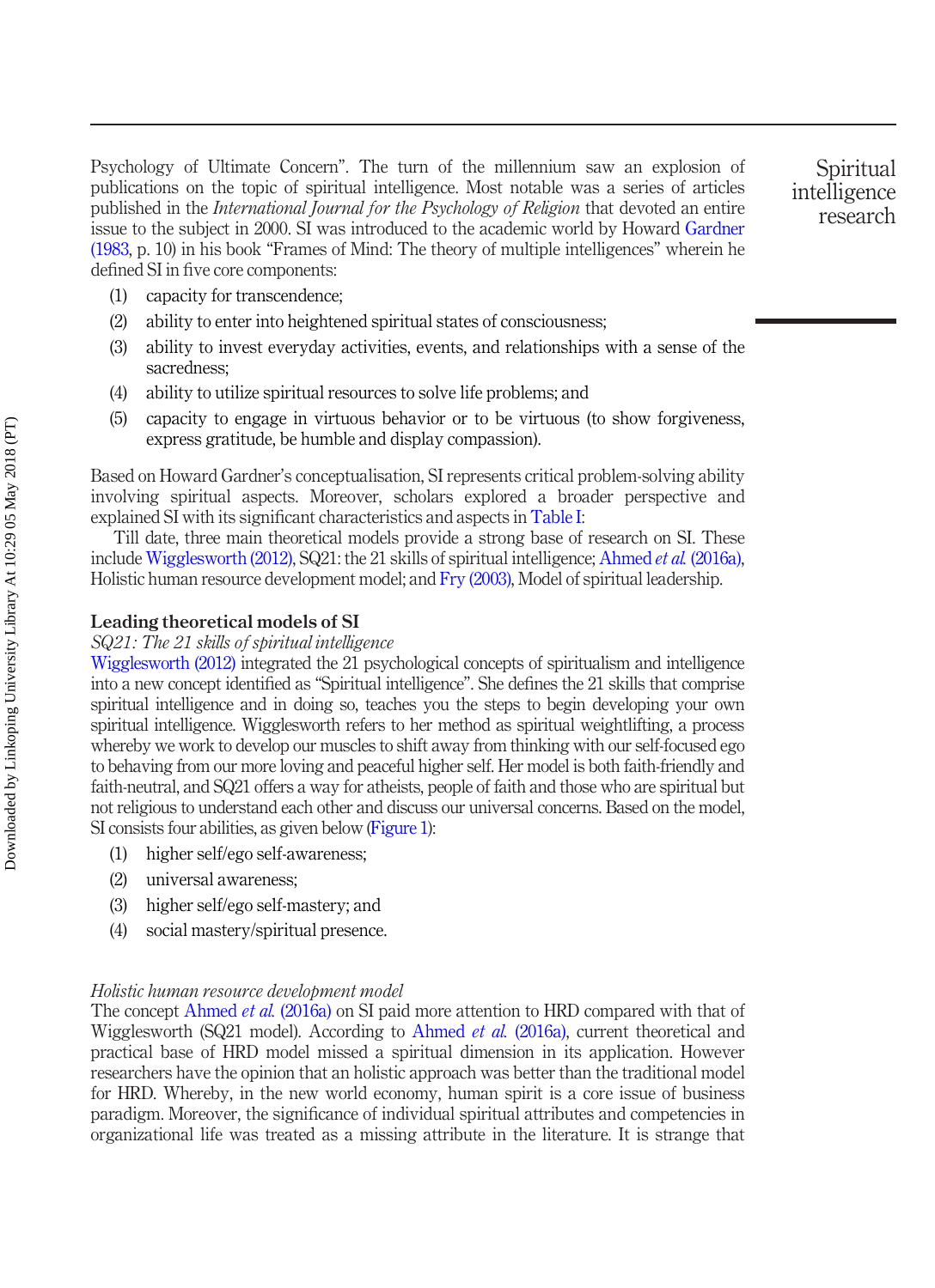Psychology of Ultimate Concern". The turn of the millennium saw an explosion of publications on the topic of spiritual intelligence. Most notable was a series of articles published in the *International Journal for the Psychology of Religion* that devoted an entire issue to the subject in 2000. SI was introduced to the academic world by Howard Gardner (1983, p. 10) in his book "Frames of Mind: The theory of multiple intelligences" wherein he defined SI in five core components:

1. capacity for transcendence;
2. ability to enter into heightened spiritual states of consciousness;
3. ability to invest everyday activities, events, and relationships with a sense of the sacredness;
4. ability to utilize spiritual resources to solve life problems; and
5. capacity to engage in virtuous behavior or to be virtuous (to show forgiveness, express gratitude, be humble and display compassion).

Based on Howard Gardner's conceptualisation, SI represents critical problem-solving ability involving spiritual aspects. Moreover, scholars explored a broader perspective and explained SI with its significant characteristics and aspects in Table I:

Till date, three main theoretical models provide a strong base of research on SI. These include Wigglesworth (2012), SQ21: the 21 skills of spiritual intelligence; Ahmed *et al.* (2016a), Holistic human resource development model; and Fry (2003), Model of spiritual leadership.

## Leading theoretical models of SI

### *SQ21: The 21 skills of spiritual intelligence*

Wigglesworth (2012) integrated the 21 psychological concepts of spiritualism and intelligence into a new concept identified as "Spiritual intelligence". She defines the 21 skills that comprise spiritual intelligence and in doing so, teaches you the steps to begin developing your own spiritual intelligence. Wigglesworth refers to her method as spiritual weightlifting, a process whereby we work to develop our muscles to shift away from thinking with our self-focused ego to behaving from our more loving and peaceful higher self. Her model is both faith-friendly and faith-neutral, and SQ21 offers a way for atheists, people of faith and those who are spiritual but not religious to understand each other and discuss our universal concerns. Based on the model, SI consists four abilities, as given below (Figure 1):

1. higher self/ego self-awareness;
2. universal awareness;
3. higher self/ego self-mastery; and
4. social mastery/spiritual presence.

### *Holistic human resource development model*

The concept Ahmed *et al.* (2016a) on SI paid more attention to HRD compared with that of Wigglesworth (SQ21 model). According to Ahmed *et al.* (2016a), current theoretical and practical base of HRD model missed a spiritual dimension in its application. However researchers have the opinion that an holistic approach was better than the traditional model for HRD. Whereby, in the new world economy, human spirit is a core issue of business paradigm. Moreover, the significance of individual spiritual attributes and competencies in organizational life was treated as a missing attribute in the literature. It is strange that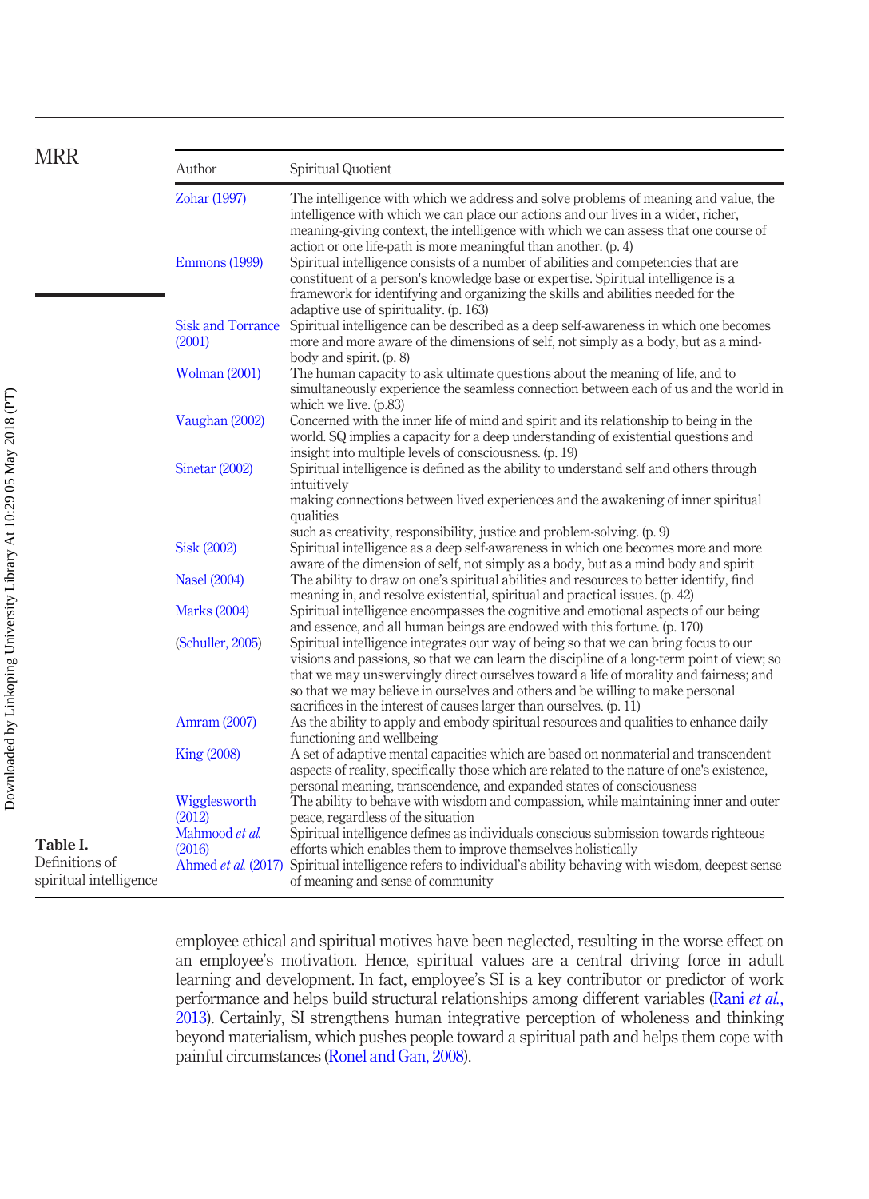**Table I.** Definitions of spiritual intelligence

| Author | Spiritual Quotient |
|---|---|
| Zohar (1997) | The intelligence with which we address and solve problems of meaning and value, the intelligence with which we can place our actions and our lives in a wider, richer, meaning-giving context, the intelligence with which we can assess that one course of action or one life-path is more meaningful than another. (p. 4) |
| Emmons (1999) | Spiritual intelligence consists of a number of abilities and competencies that are constituent of a person's knowledge base or expertise. Spiritual intelligence is a framework for identifying and organizing the skills and abilities needed for the adaptive use of spirituality. (p. 163) |
| Sisk and Torrance (2001) | Spiritual intelligence can be described as a deep self-awareness in which one becomes more and more aware of the dimensions of self, not simply as a body, but as a mind-body and spirit. (p. 8) |
| Wolman (2001) | The human capacity to ask ultimate questions about the meaning of life, and to simultaneously experience the seamless connection between each of us and the world in which we live. (p.83) |
| Vaughan (2002) | Concerned with the inner life of mind and spirit and its relationship to being in the world. SQ implies a capacity for a deep understanding of existential questions and insight into multiple levels of consciousness. (p. 19) |
| Sinetar (2002) | Spiritual intelligence is defined as the ability to understand self and others through intuitively making connections between lived experiences and the awakening of inner spiritual qualities such as creativity, responsibility, justice and problem-solving. (p. 9) |
| Sisk (2002) | Spiritual intelligence as a deep self-awareness in which one becomes more and more aware of the dimension of self, not simply as a body, but as a mind body and spirit |
| Nasel (2004) | The ability to draw on one's spiritual abilities and resources to better identify, find meaning in, and resolve existential, spiritual and practical issues. (p. 42) |
| Marks (2004) | Spiritual intelligence encompasses the cognitive and emotional aspects of our being and essence, and all human beings are endowed with this fortune. (p. 170) |
| (Schuller, 2005) | Spiritual intelligence integrates our way of being so that we can bring focus to our visions and passions, so that we can learn the discipline of a long-term point of view; so that we may unswervingly direct ourselves toward a life of morality and fairness; and so that we may believe in ourselves and others and be willing to make personal sacrifices in the interest of causes larger than ourselves. (p. 11) |
| Amram (2007) | As the ability to apply and embody spiritual resources and qualities to enhance daily functioning and wellbeing |
| King (2008) | A set of adaptive mental capacities which are based on nonmaterial and transcendent aspects of reality, specifically those which are related to the nature of one's existence, personal meaning, transcendence, and expanded states of consciousness |
| Wigglesworth (2012) | The ability to behave with wisdom and compassion, while maintaining inner and outer peace, regardless of the situation |
| Mahmood *et al.* (2016) | Spiritual intelligence defines as individuals conscious submission towards righteous efforts which enables them to improve themselves holistically |
| Ahmed *et al.* (2017) | Spiritual intelligence refers to individual's ability behaving with wisdom, deepest sense of meaning and sense of community |

employee ethical and spiritual motives have been neglected, resulting in the worse effect on an employee's motivation. Hence, spiritual values are a central driving force in adult learning and development. In fact, employee's SI is a key contributor or predictor of work performance and helps build structural relationships among different variables (Rani *et al.*, 2013). Certainly, SI strengthens human integrative perception of wholeness and thinking beyond materialism, which pushes people toward a spiritual path and helps them cope with painful circumstances (Ronel and Gan, 2008).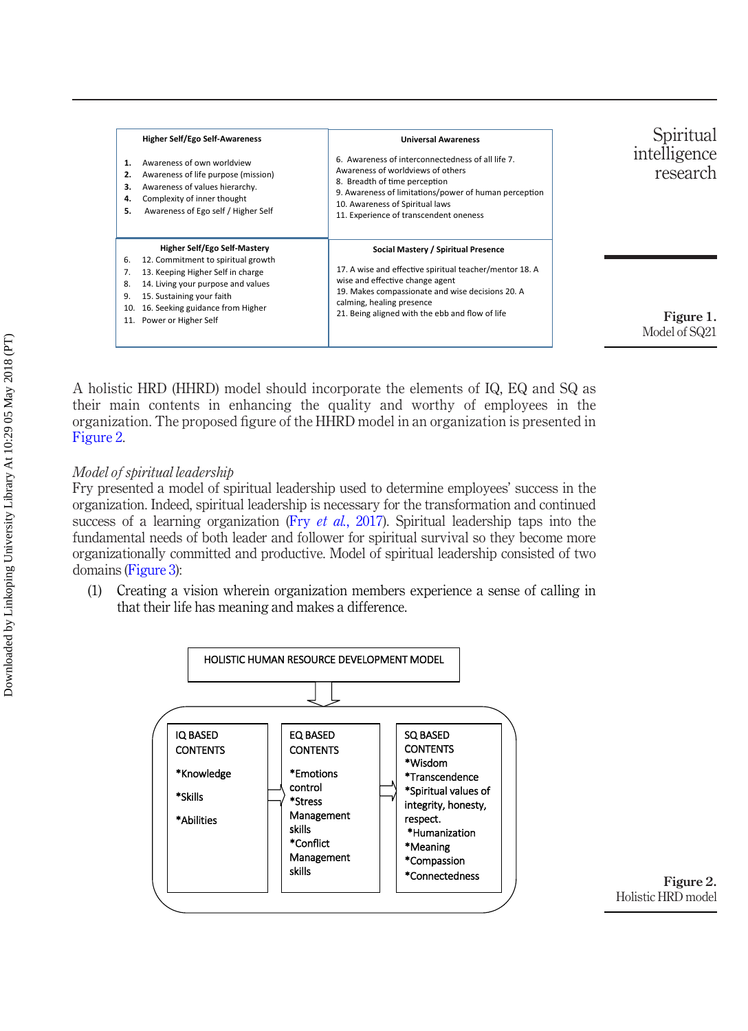| Higher Self/Ego Self-Awareness | Universal Awareness |
| --- | --- |
| 1. Awareness of own worldview<br>2. Awareness of life purpose (mission)<br>3. Awareness of values hierarchy.<br>4. Complexity of inner thought<br>5. Awareness of Ego self / Higher Self | 6. Awareness of interconnectedness of all life 7. Awareness of worldviews of others<br>8. Breadth of time perception<br>9. Awareness of limitations/power of human perception<br>10. Awareness of Spiritual laws<br>11. Experience of transcendent oneness |
| **Higher Self/Ego Self-Mastery** | **Social Mastery / Spiritual Presence** |
| 6. 12. Commitment to spiritual growth<br>7. 13. Keeping Higher Self in charge<br>8. 14. Living your purpose and values<br>9. 15. Sustaining your faith<br>10. 16. Seeking guidance from Higher<br>11. Power or Higher Self | 17. A wise and effective spiritual teacher/mentor 18. A wise and effective change agent<br>19. Makes compassionate and wise decisions 20. A calming, healing presence<br>21. Being aligned with the ebb and flow of life |

**Figure 1.** Model of SQ21

A holistic HRD (HHRD) model should incorporate the elements of IQ, EQ and SQ as their main contents in enhancing the quality and worthy of employees in the organization. The proposed figure of the HHRD model in an organization is presented in Figure 2.

*Model of spiritual leadership*

Fry presented a model of spiritual leadership used to determine employees' success in the organization. Indeed, spiritual leadership is necessary for the transformation and continued success of a learning organization (Fry *et al.*, 2017). Spiritual leadership taps into the fundamental needs of both leader and follower for spiritual survival so they become more organizationally committed and productive. Model of spiritual leadership consisted of two domains (Figure 3):

(1) Creating a vision wherein organization members experience a sense of calling in that their life has meaning and makes a difference.

HOLISTIC HUMAN RESOURCE DEVELOPMENT MODEL

| IQ BASED CONTENTS | EQ BASED CONTENTS | SQ BASED CONTENTS |
| --- | --- | --- |
| *Knowledge<br>*Skills<br>*Abilities | *Emotions control<br>*Stress Management skills<br>*Conflict Management skills | *Wisdom<br>*Transcendence<br>*Spiritual values of integrity, honesty, respect.<br>*Humanization<br>*Meaning<br>*Compassion<br>*Connectedness |

**Figure 2.** Holistic HRD model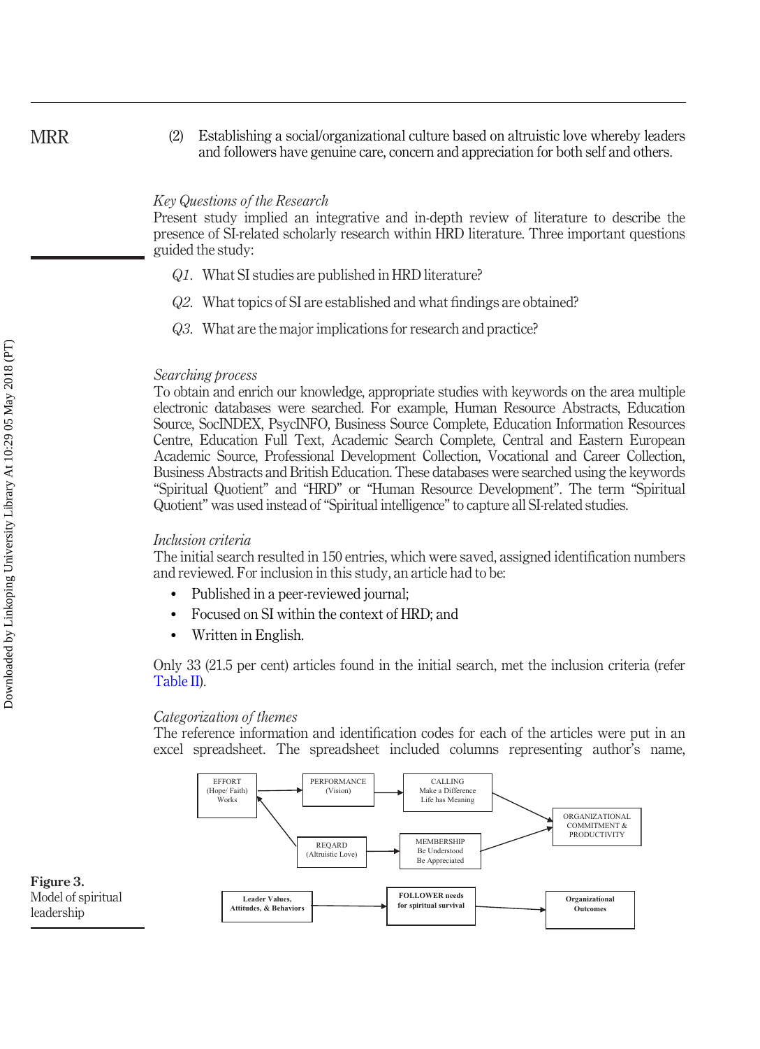(2) Establishing a social/organizational culture based on altruistic love whereby leaders and followers have genuine care, concern and appreciation for both self and others.

*Key Questions of the Research*

Present study implied an integrative and in-depth review of literature to describe the presence of SI-related scholarly research within HRD literature. Three important questions guided the study:

*Q1*. What SI studies are published in HRD literature?

*Q2*. What topics of SI are established and what findings are obtained?

*Q3*. What are the major implications for research and practice?

*Searching process*

To obtain and enrich our knowledge, appropriate studies with keywords on the area multiple electronic databases were searched. For example, Human Resource Abstracts, Education Source, SocINDEX, PsycINFO, Business Source Complete, Education Information Resources Centre, Education Full Text, Academic Search Complete, Central and Eastern European Academic Source, Professional Development Collection, Vocational and Career Collection, Business Abstracts and British Education. These databases were searched using the keywords "Spiritual Quotient" and "HRD" or "Human Resource Development". The term "Spiritual Quotient" was used instead of "Spiritual intelligence" to capture all SI-related studies.

*Inclusion criteria*

The initial search resulted in 150 entries, which were saved, assigned identification numbers and reviewed. For inclusion in this study, an article had to be:

- Published in a peer-reviewed journal;
- Focused on SI within the context of HRD; and
- Written in English.

Only 33 (21.5 per cent) articles found in the initial search, met the inclusion criteria (refer Table II).

*Categorization of themes*

The reference information and identification codes for each of the articles were put in an excel spreadsheet. The spreadsheet included columns representing author's name,

EFFORT (Hope/ Faith) Works → PERFORMANCE (Vision) → CALLING Make a Difference Life has Meaning → ORGANIZATIONAL COMMITMENT & PRODUCTIVITY

REQARD (Altruistic Love) → EFFORT (Hope/ Faith) Works

REQARD (Altruistic Love) → MEMBERSHIP Be Understood Be Appreciated → ORGANIZATIONAL COMMITMENT & PRODUCTIVITY

**Leader Values, Attitudes, & Behaviors** → **FOLLOWER needs for spiritual survival** → **Organizational Outcomes**

**Figure 3.** Model of spiritual leadership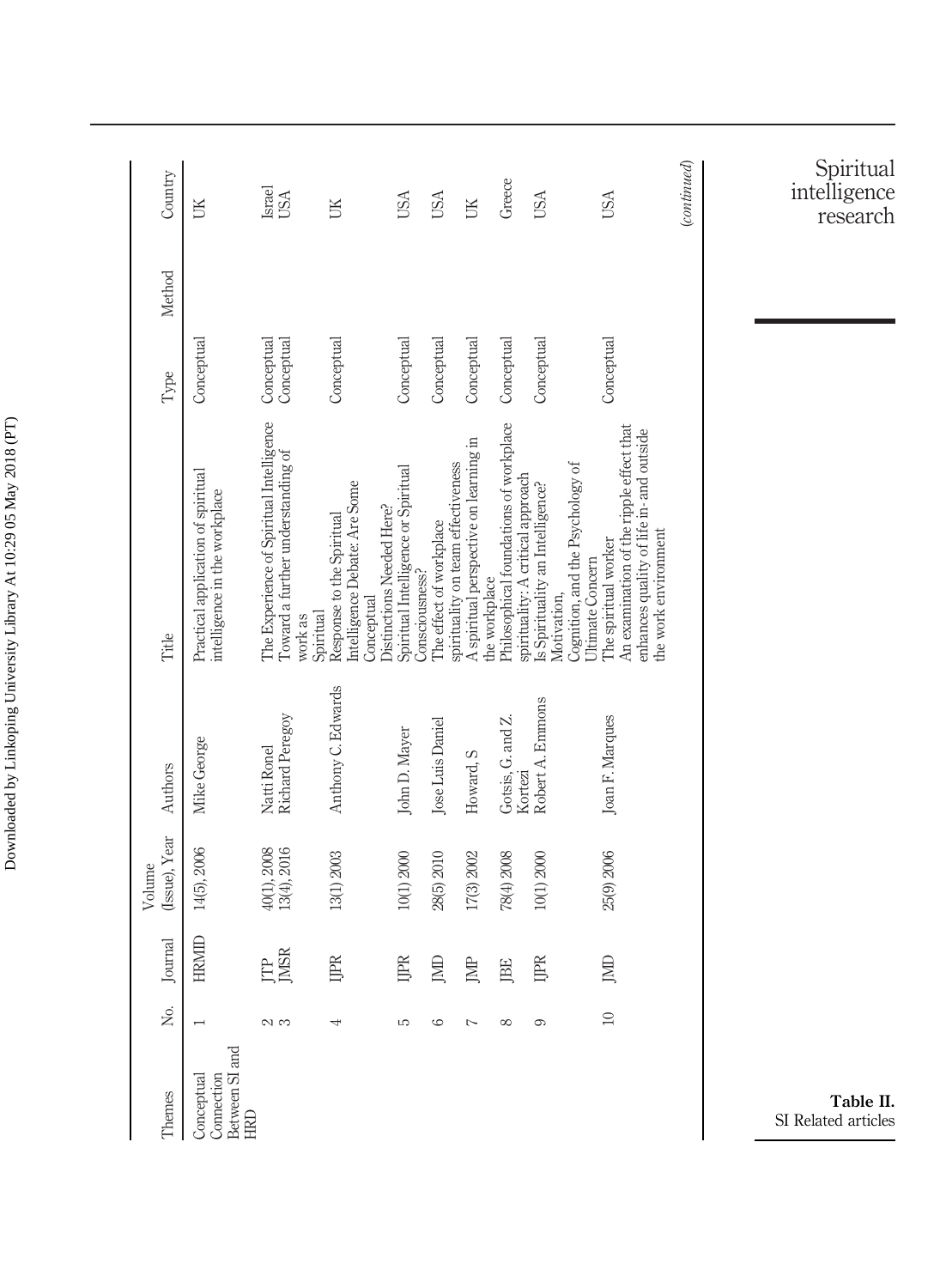| Themes | No. | Journal | Volume (Issue), Year | Authors | Title | Type | Method | Country |
|---|---|---|---|---|---|---|---|---|
| Conceptual Connection Between SI and HRD | 1 | HRMID | 14(5), 2006 | Mike George | Practical application of spiritual intelligence in the workplace | Conceptual | | UK |
| | 2 | JTP | 40(1), 2008 | Natti Ronel | The Experience of Spiritual Intelligence | Conceptual | | Israel |
| | 3 | JMSR | 13(4), 2016 | Richard Peregoy | Toward a further understanding of work as Spiritual | Conceptual | | USA |
| | 4 | IJPR | 13(1) 2003 | Anthony C. Edwards | Response to the Spiritual Intelligence Debate: Are Some Conceptual Distinctions Needed Here? | Conceptual | | UK |
| | 5 | IJPR | 10(1) 2000 | John D. Mayer | Spiritual Intelligence or Spiritual Consciousness? | Conceptual | | USA |
| | 6 | JMD | 28(5) 2010 | Jose Luis Daniel | The effect of workplace spirituality on team effectiveness | Conceptual | | USA |
| | 7 | JMP | 17(3) 2002 | Howard, S | A spiritual perspective on learning in the workplace | Conceptual | | UK |
| | 8 | JBE | 78(4) 2008 | Gotsis, G. and Z. Kortezi | Philosophical foundations of workplace spirituality: A critical approach | Conceptual | | Greece |
| | 9 | IJPR | 10(1) 2000 | Robert A. Emmons | Is Spirituality an Intelligence? Motivation, Cognition, and the Psychology of Ultimate Concern | Conceptual | | USA |
| | 10 | JMD | 25(9) 2006 | Joan F. Marques | The spiritual worker An examination of the ripple effect that enhances quality of life in- and outside the work environment | Conceptual | | USA |

(*continued*)

**Table II.** SI Related articles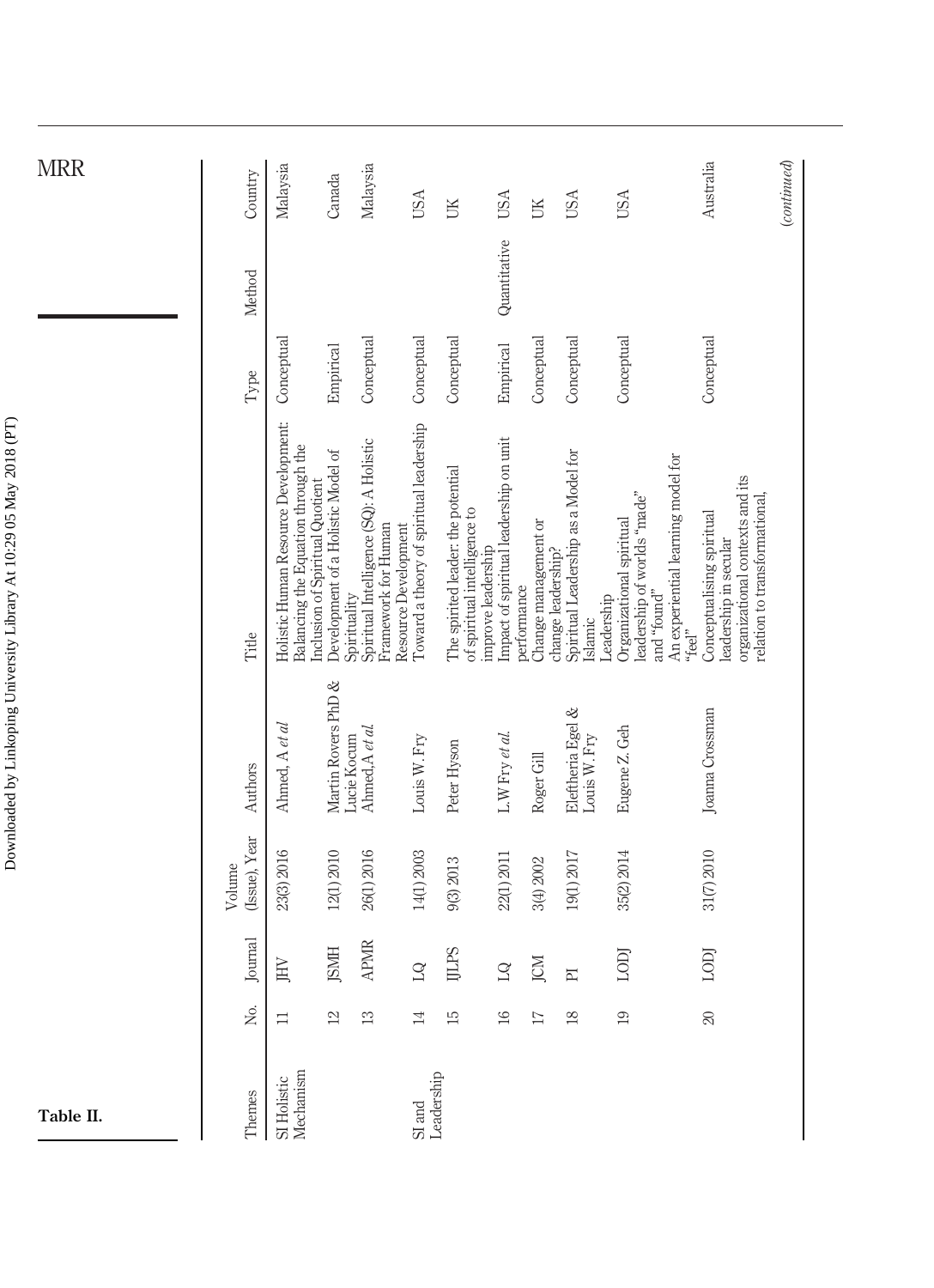**Table II.**

| Themes | No. | Journal | Volume (Issue), Year | Authors | Title | Type | Method | Country |
|---|---|---|---|---|---|---|---|---|
| SI Holistic Mechanism | 11 | JHV | 23(3) 2016 | Ahmed, A *et al* | Holistic Human Resource Development: Balancing the Equation through the Inclusion of Spiritual Quotient | Conceptual | | Malaysia |
| | 12 | JSMH | 12(1) 2010 | Martin Rovers PhD & Lucie Kocum | Development of a Holistic Model of Spirituality | Empirical | | Canada |
| | 13 | APMR | 26(1) 2016 | Ahmed, A *et al* | Spiritual Intelligence (SQ): A Holistic Framework for Human Resource Development | Conceptual | | Malaysia |
| SI and Leadership | 14 | LQ | 14(1) 2003 | Louis W. Fry | Toward a theory of spiritual leadership | Conceptual | | USA |
| | 15 | IJLPS | 9(3) 2013 | Peter Hyson | The spirited leader: the potential of spiritual intelligence to improve leadership | Conceptual | | UK |
| | 16 | LQ | 22(1) 2011 | L.W Fry *et al.* | Impact of spiritual leadership on unit performance | Empirical | Quantitative | USA |
| | 17 | JCM | 3(4) 2002 | Roger Gill | Change management or change leadership? | Conceptual | | UK |
| | 18 | PI | 19(1) 2017 | Eleftheria Egel & Louis W. Fry | Spiritual Leadership as a Model for Islamic Leadership | Conceptual | | USA |
| | 19 | LODJ | 35(2) 2014 | Eugene Z. Geh | Organizational spiritual leadership of worlds "made" and "found" An experiential learning model for "feel" | Conceptual | | USA |
| | 20 | LODJ | 31(7) 2010 | Joanna Crossman | Conceptualising spiritual leadership in secular organizational contexts and its relation to transformational, | Conceptual | | Australia |

*(continued)*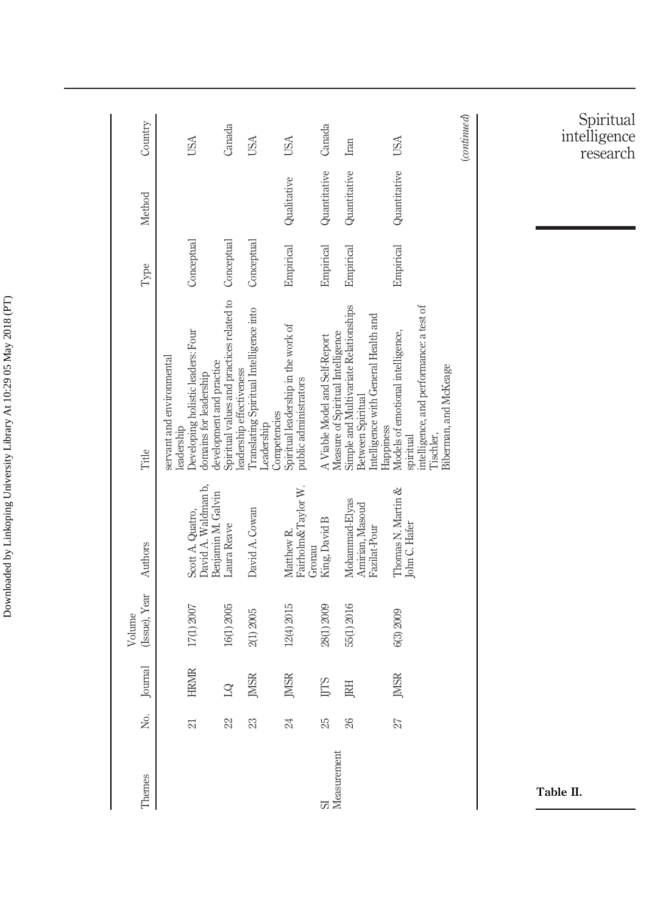| Themes | No. | Journal | Volume (Issue), Year | Authors | Title | Type | Method | Country |
|---|---|---|---|---|---|---|---|---|
| | | | | | servant and environmental leadership | | | |
| | 21 | HRMR | 17(1) 2007 | Scott A. Quatro, David A. Waldman b, Benjamin M. Galvin | Developing holistic leaders: Four domains for leadership development and practice | Conceptual | | USA |
| | 22 | LQ | 16(1) 2005 | Laura Reave | Spiritual values and practices related to leadership effectiveness | Conceptual | | Canada |
| | 23 | JMSR | 2(1) 2005 | David A. Cowan | Translating Spiritual Intelligence into Leadership Competencies | Conceptual | | USA |
| | 24 | JMSR | 12(4) 2015 | Matthew R. Fairholm&Taylor W. Gronau | Spiritual leadership in the work of public administrators | Empirical | Qualitative | USA |
| SI Measurement | 25 | IJTS | 28(1) 2009 | King, David B | A Viable Model and Self-Report Measure of Spiritual Intelligence | Empirical | Quantitative | Canada |
| | 26 | JRH | 55(1) 2016 | Mohammad-Elyas Amirian, Masoud Fazilat-Pour | Simple and Multivariate Relationships Between Spiritual Intelligence with General Health and Happiness | Empirical | Quantitative | Iran |
| | 27 | JMSR | 6(3) 2009 | Thomas N. Martin & John C. Hafer | Models of emotional intelligence, spiritual intelligence, and performance: a test of Tischler, Biberman, and McKeage | Empirical | Quantitative | USA |

(*continued*)

**Table II.**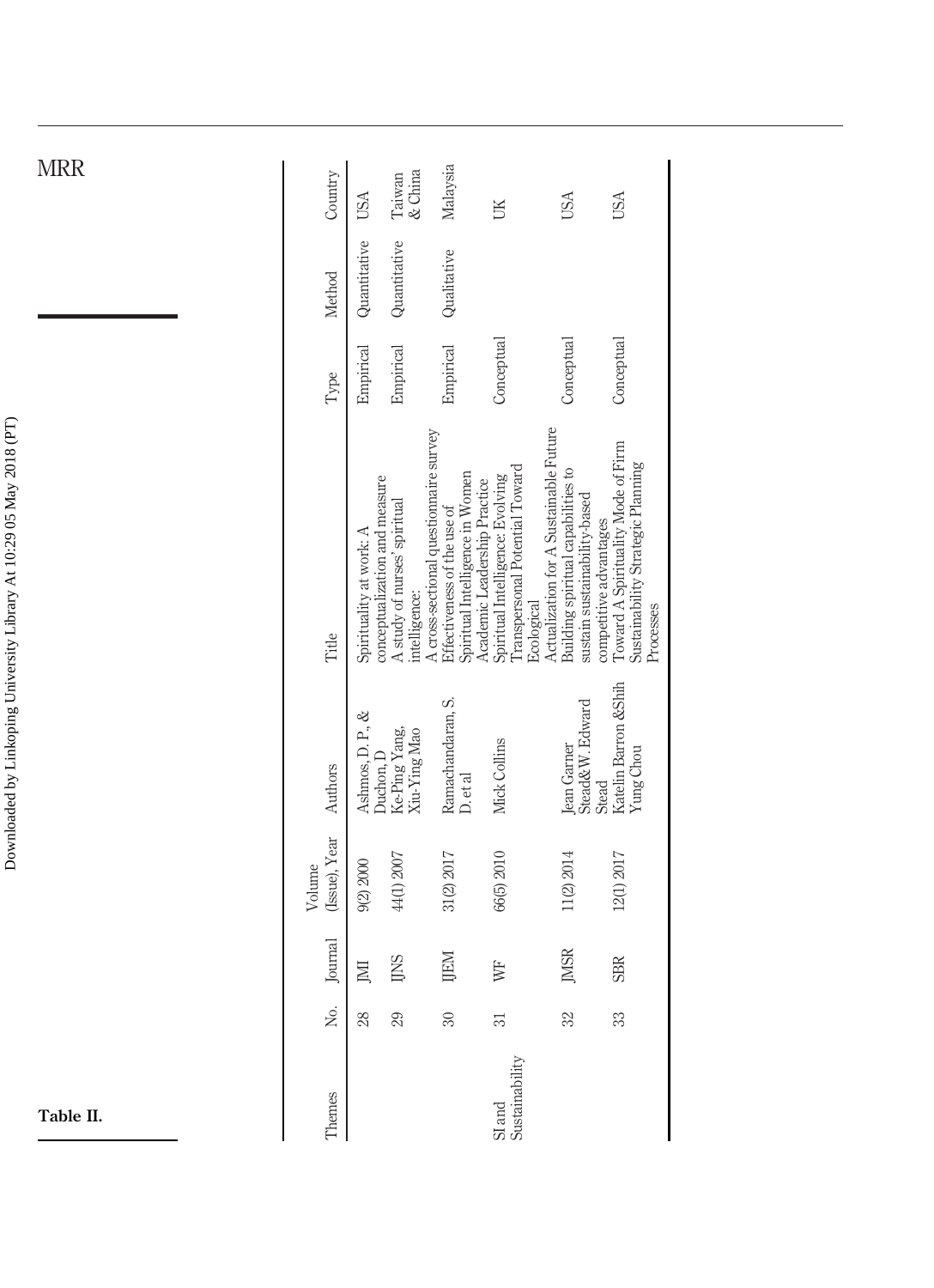Table II.

| Themes | No. | Journal | Volume (Issue), Year | Authors | Title | Type | Method | Country |
|---|---|---|---|---|---|---|---|---|
| | 28 | JMI | 9(2) 2000 | Ashmos, D. P., & Duchon, D | Spirituality at work: A conceptualization and measure | Empirical | Quantitative | USA |
| | 29 | IJNS | 44(1) 2007 | Ke-Ping Yang, Xiu-Ying Mao | A study of nurses' spiritual intelligence: A cross-sectional questionnaire survey | Empirical | Quantitative | Taiwan & China |
| | 30 | IJEM | 31(2) 2017 | Ramachandaran, S. D. et al | Effectiveness of the use of Spiritual Intelligence in Women Academic Leadership Practice | Empirical | Qualitative | Malaysia |
| SI and Sustainability | 31 | WF | 66(5) 2010 | Mick Collins | Spiritual Intelligence: Evolving Transpersonal Potential Toward Ecological Actualization for A Sustainable Future | Conceptual | | UK |
| | 32 | JMSR | 11(2) 2014 | Jean Garner Stead& W. Edward Stead | Building spiritual capabilities to sustain sustainability-based competitive advantages | Conceptual | | USA |
| | 33 | SBR | 12(1) 2017 | Katelin Barron &Shih Yung Chou | Toward A Spirituality Mode of Firm Sustainability Strategic Planning Processes | Conceptual | | USA |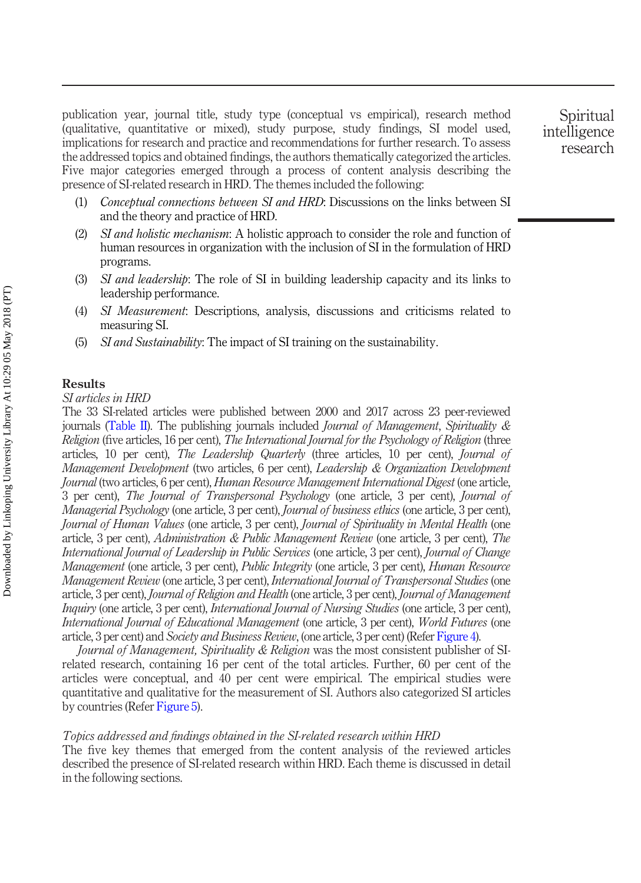publication year, journal title, study type (conceptual vs empirical), research method (qualitative, quantitative or mixed), study purpose, study findings, SI model used, implications for research and practice and recommendations for further research. To assess the addressed topics and obtained findings, the authors thematically categorized the articles. Five major categories emerged through a process of content analysis describing the presence of SI-related research in HRD. The themes included the following:

1. *Conceptual connections between SI and HRD*: Discussions on the links between SI and the theory and practice of HRD.
2. *SI and holistic mechanism*: A holistic approach to consider the role and function of human resources in organization with the inclusion of SI in the formulation of HRD programs.
3. *SI and leadership*: The role of SI in building leadership capacity and its links to leadership performance.
4. *SI Measurement*: Descriptions, analysis, discussions and criticisms related to measuring SI.
5. *SI and Sustainability*: The impact of SI training on the sustainability.

## Results

### *SI articles in HRD*

The 33 SI-related articles were published between 2000 and 2017 across 23 peer-reviewed journals (Table II). The publishing journals included *Journal of Management, Spirituality & Religion* (five articles, 16 per cent), *The International Journal for the Psychology of Religion* (three articles, 10 per cent), *The Leadership Quarterly* (three articles, 10 per cent), *Journal of Management Development* (two articles, 6 per cent), *Leadership & Organization Development Journal* (two articles, 6 per cent), *Human Resource Management International Digest* (one article, 3 per cent), *The Journal of Transpersonal Psychology* (one article, 3 per cent), *Journal of Managerial Psychology* (one article, 3 per cent), *Journal of business ethics* (one article, 3 per cent), *Journal of Human Values* (one article, 3 per cent), *Journal of Spirituality in Mental Health* (one article, 3 per cent), *Administration & Public Management Review* (one article, 3 per cent), *The International Journal of Leadership in Public Services* (one article, 3 per cent), *Journal of Change Management* (one article, 3 per cent), *Public Integrity* (one article, 3 per cent), *Human Resource Management Review* (one article, 3 per cent), *International Journal of Transpersonal Studies* (one article, 3 per cent), *Journal of Religion and Health* (one article, 3 per cent), *Journal of Management Inquiry* (one article, 3 per cent), *International Journal of Nursing Studies* (one article, 3 per cent), *International Journal of Educational Management* (one article, 3 per cent), *World Futures* (one article, 3 per cent) and *Society and Business Review*, (one article, 3 per cent) (Refer Figure 4).

*Journal of Management, Spirituality & Religion* was the most consistent publisher of SI-related research, containing 16 per cent of the total articles. Further, 60 per cent of the articles were conceptual, and 40 per cent were empirical. The empirical studies were quantitative and qualitative for the measurement of SI. Authors also categorized SI articles by countries (Refer Figure 5).

### *Topics addressed and findings obtained in the SI-related research within HRD*

The five key themes that emerged from the content analysis of the reviewed articles described the presence of SI-related research within HRD. Each theme is discussed in detail in the following sections.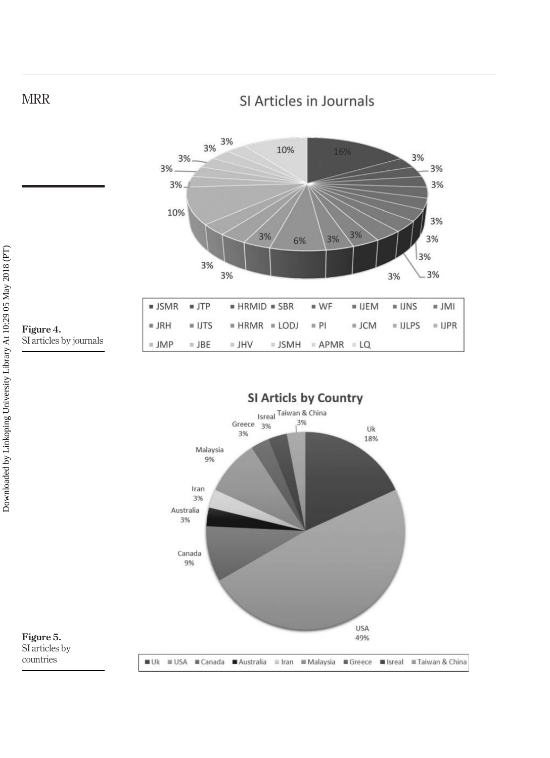SI Articles in Journals

■ JSMR ■ JTP ■ HRMID ■ SBR ■ WF ■ IJEM ■ IJNS ■ JMI ■ JRH ■ IJTS ■ HRMR ■ LODJ ■ PI ■ JCM ■ IJLPS ■ IJPR ■ JMP ■ JBE ■ JHV ■ JSMH ■ APMR ■ LQ

**Figure 4.**
SI articles by journals

SI Articls by Country

■ Uk ■ USA ■ Canada ■ Australia ■ Iran ■ Malaysia ■ Greece ■ Isreal ■ Taiwan & China

**Figure 5.**
SI articles by countries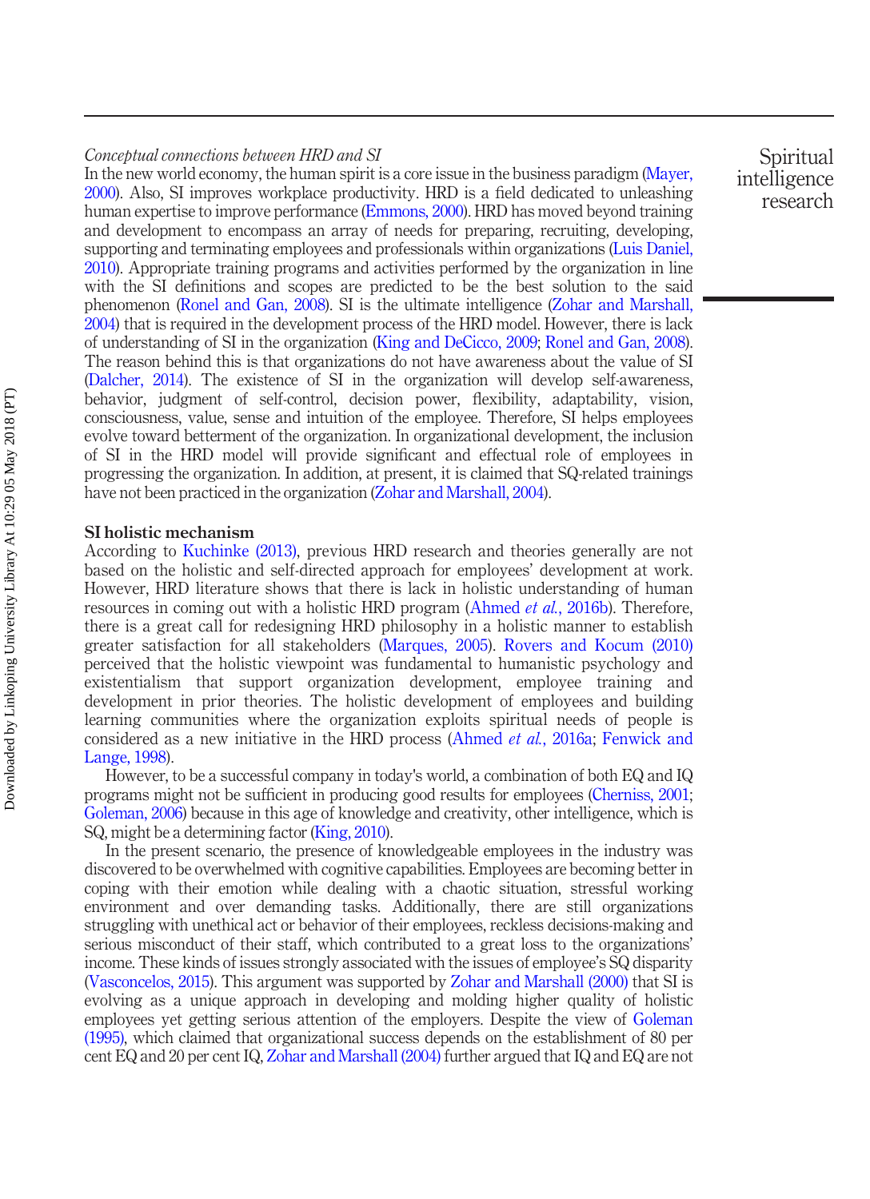*Conceptual connections between HRD and SI*

In the new world economy, the human spirit is a core issue in the business paradigm (Mayer, 2000). Also, SI improves workplace productivity. HRD is a field dedicated to unleashing human expertise to improve performance (Emmons, 2000). HRD has moved beyond training and development to encompass an array of needs for preparing, recruiting, developing, supporting and terminating employees and professionals within organizations (Luis Daniel, 2010). Appropriate training programs and activities performed by the organization in line with the SI definitions and scopes are predicted to be the best solution to the said phenomenon (Ronel and Gan, 2008). SI is the ultimate intelligence (Zohar and Marshall, 2004) that is required in the development process of the HRD model. However, there is lack of understanding of SI in the organization (King and DeCicco, 2009; Ronel and Gan, 2008). The reason behind this is that organizations do not have awareness about the value of SI (Dalcher, 2014). The existence of SI in the organization will develop self-awareness, behavior, judgment of self-control, decision power, flexibility, adaptability, vision, consciousness, value, sense and intuition of the employee. Therefore, SI helps employees evolve toward betterment of the organization. In organizational development, the inclusion of SI in the HRD model will provide significant and effectual role of employees in progressing the organization. In addition, at present, it is claimed that SQ-related trainings have not been practiced in the organization (Zohar and Marshall, 2004).

## SI holistic mechanism

According to Kuchinke (2013), previous HRD research and theories generally are not based on the holistic and self-directed approach for employees' development at work. However, HRD literature shows that there is lack in holistic understanding of human resources in coming out with a holistic HRD program (Ahmed *et al.*, 2016b). Therefore, there is a great call for redesigning HRD philosophy in a holistic manner to establish greater satisfaction for all stakeholders (Marques, 2005). Rovers and Kocum (2010) perceived that the holistic viewpoint was fundamental to humanistic psychology and existentialism that support organization development, employee training and development in prior theories. The holistic development of employees and building learning communities where the organization exploits spiritual needs of people is considered as a new initiative in the HRD process (Ahmed *et al.*, 2016a; Fenwick and Lange, 1998).

However, to be a successful company in today's world, a combination of both EQ and IQ programs might not be sufficient in producing good results for employees (Cherniss, 2001; Goleman, 2006) because in this age of knowledge and creativity, other intelligence, which is SQ, might be a determining factor (King, 2010).

In the present scenario, the presence of knowledgeable employees in the industry was discovered to be overwhelmed with cognitive capabilities. Employees are becoming better in coping with their emotion while dealing with a chaotic situation, stressful working environment and over demanding tasks. Additionally, there are still organizations struggling with unethical act or behavior of their employees, reckless decisions-making and serious misconduct of their staff, which contributed to a great loss to the organizations' income. These kinds of issues strongly associated with the issues of employee's SQ disparity (Vasconcelos, 2015). This argument was supported by Zohar and Marshall (2000) that SI is evolving as a unique approach in developing and molding higher quality of holistic employees yet getting serious attention of the employers. Despite the view of Goleman (1995), which claimed that organizational success depends on the establishment of 80 per cent EQ and 20 per cent IQ, Zohar and Marshall (2004) further argued that IQ and EQ are not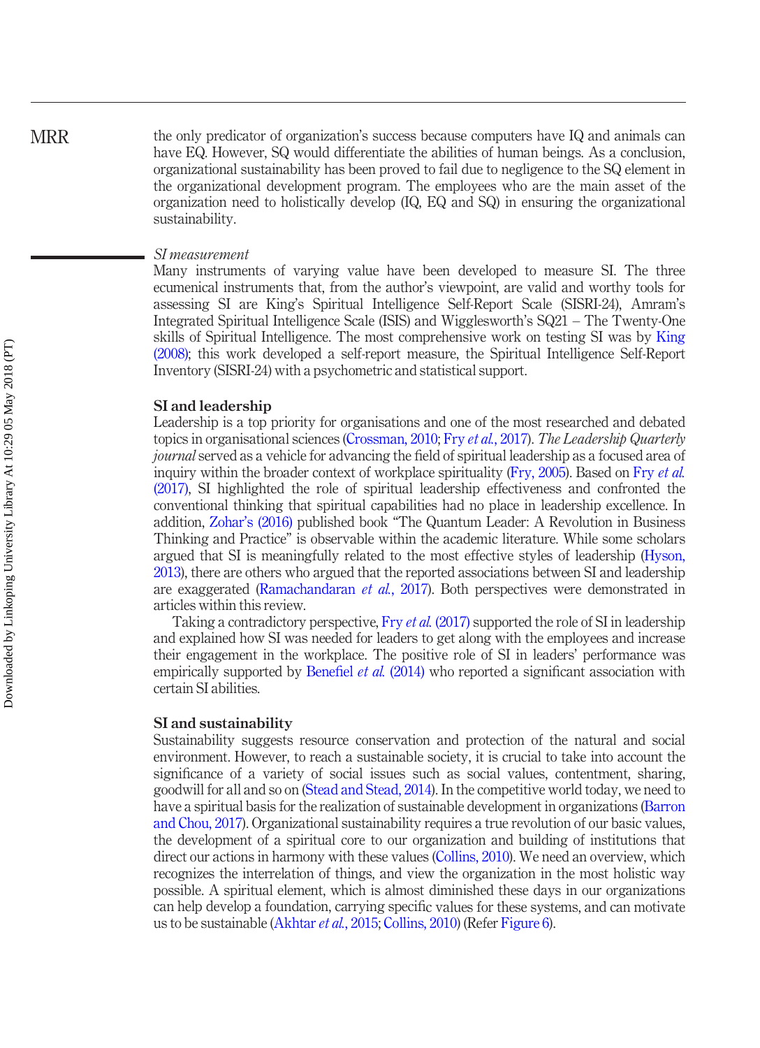the only predicator of organization's success because computers have IQ and animals can have EQ. However, SQ would differentiate the abilities of human beings. As a conclusion, organizational sustainability has been proved to fail due to negligence to the SQ element in the organizational development program. The employees who are the main asset of the organization need to holistically develop (IQ, EQ and SQ) in ensuring the organizational sustainability.

### *SI measurement*

Many instruments of varying value have been developed to measure SI. The three ecumenical instruments that, from the author's viewpoint, are valid and worthy tools for assessing SI are King's Spiritual Intelligence Self-Report Scale (SISRI-24), Amram's Integrated Spiritual Intelligence Scale (ISIS) and Wigglesworth's SQ21 – The Twenty-One skills of Spiritual Intelligence. The most comprehensive work on testing SI was by King (2008); this work developed a self-report measure, the Spiritual Intelligence Self-Report Inventory (SISRI-24) with a psychometric and statistical support.

## SI and leadership

Leadership is a top priority for organisations and one of the most researched and debated topics in organisational sciences (Crossman, 2010; Fry *et al.*, 2017). *The Leadership Quarterly journal* served as a vehicle for advancing the field of spiritual leadership as a focused area of inquiry within the broader context of workplace spirituality (Fry, 2005). Based on Fry *et al.* (2017), SI highlighted the role of spiritual leadership effectiveness and confronted the conventional thinking that spiritual capabilities had no place in leadership excellence. In addition, Zohar's (2016) published book "The Quantum Leader: A Revolution in Business Thinking and Practice" is observable within the academic literature. While some scholars argued that SI is meaningfully related to the most effective styles of leadership (Hyson, 2013), there are others who argued that the reported associations between SI and leadership are exaggerated (Ramachandaran *et al.*, 2017). Both perspectives were demonstrated in articles within this review.

Taking a contradictory perspective, Fry *et al.* (2017) supported the role of SI in leadership and explained how SI was needed for leaders to get along with the employees and increase their engagement in the workplace. The positive role of SI in leaders' performance was empirically supported by Benefiel *et al.* (2014) who reported a significant association with certain SI abilities.

## SI and sustainability

Sustainability suggests resource conservation and protection of the natural and social environment. However, to reach a sustainable society, it is crucial to take into account the significance of a variety of social issues such as social values, contentment, sharing, goodwill for all and so on (Stead and Stead, 2014). In the competitive world today, we need to have a spiritual basis for the realization of sustainable development in organizations (Barron and Chou, 2017). Organizational sustainability requires a true revolution of our basic values, the development of a spiritual core to our organization and building of institutions that direct our actions in harmony with these values (Collins, 2010). We need an overview, which recognizes the interrelation of things, and view the organization in the most holistic way possible. A spiritual element, which is almost diminished these days in our organizations can help develop a foundation, carrying specific values for these systems, and can motivate us to be sustainable (Akhtar *et al.*, 2015; Collins, 2010) (Refer Figure 6).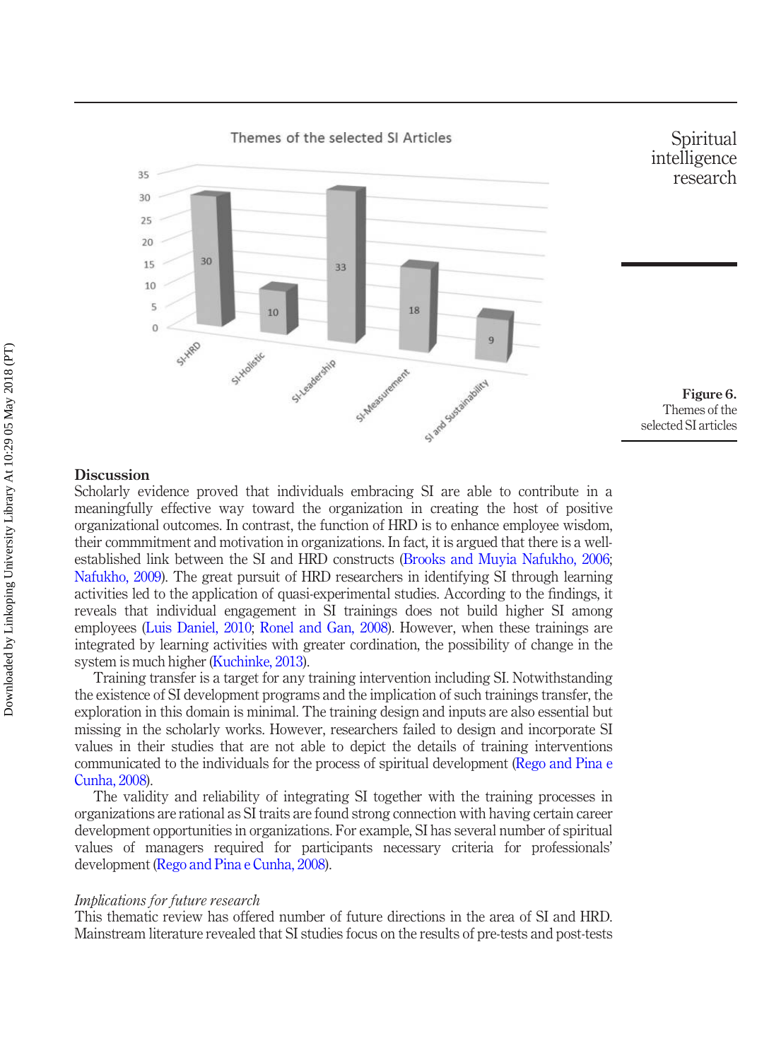Figure 6.
Themes of the selected SI articles

## Discussion

Scholarly evidence proved that individuals embracing SI are able to contribute in a meaningfully effective way toward the organization in creating the host of positive organizational outcomes. In contrast, the function of HRD is to enhance employee wisdom, their commmitment and motivation in organizations. In fact, it is argued that there is a well-established link between the SI and HRD constructs (Brooks and Muyia Nafukho, 2006; Nafukho, 2009). The great pursuit of HRD researchers in identifying SI through learning activities led to the application of quasi-experimental studies. According to the findings, it reveals that individual engagement in SI trainings does not build higher SI among employees (Luis Daniel, 2010; Ronel and Gan, 2008). However, when these trainings are integrated by learning activities with greater cordination, the possibility of change in the system is much higher (Kuchinke, 2013).

Training transfer is a target for any training intervention including SI. Notwithstanding the existence of SI development programs and the implication of such trainings transfer, the exploration in this domain is minimal. The training design and inputs are also essential but missing in the scholarly works. However, researchers failed to design and incorporate SI values in their studies that are not able to depict the details of training interventions communicated to the individuals for the process of spiritual development (Rego and Pina e Cunha, 2008).

The validity and reliability of integrating SI together with the training processes in organizations are rational as SI traits are found strong connection with having certain career development opportunities in organizations. For example, SI has several number of spiritual values of managers required for participants necessary criteria for professionals' development (Rego and Pina e Cunha, 2008).

*Implications for future research*

This thematic review has offered number of future directions in the area of SI and HRD. Mainstream literature revealed that SI studies focus on the results of pre-tests and post-tests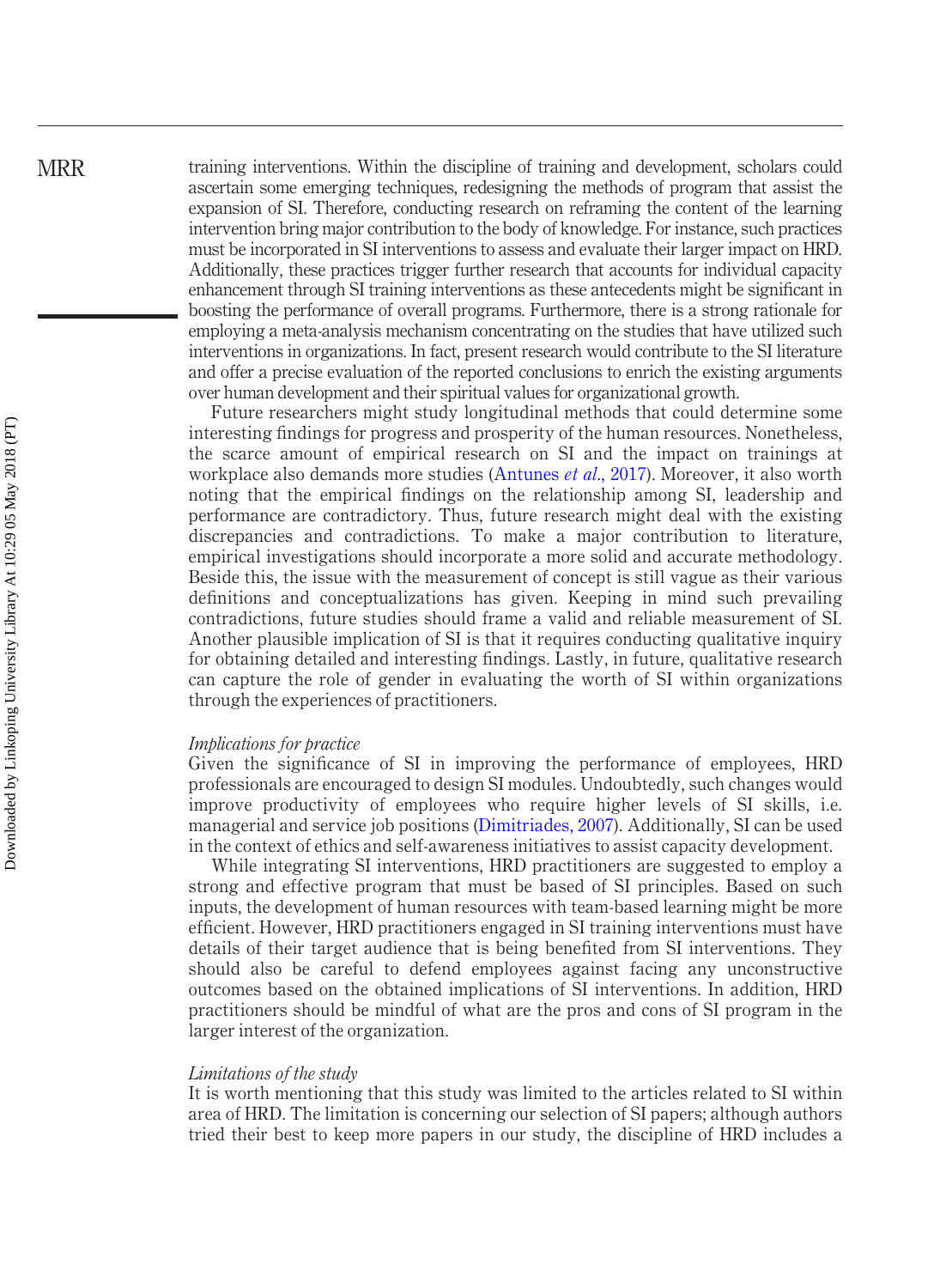training interventions. Within the discipline of training and development, scholars could ascertain some emerging techniques, redesigning the methods of program that assist the expansion of SI. Therefore, conducting research on reframing the content of the learning intervention bring major contribution to the body of knowledge. For instance, such practices must be incorporated in SI interventions to assess and evaluate their larger impact on HRD. Additionally, these practices trigger further research that accounts for individual capacity enhancement through SI training interventions as these antecedents might be significant in boosting the performance of overall programs. Furthermore, there is a strong rationale for employing a meta-analysis mechanism concentrating on the studies that have utilized such interventions in organizations. In fact, present research would contribute to the SI literature and offer a precise evaluation of the reported conclusions to enrich the existing arguments over human development and their spiritual values for organizational growth.

Future researchers might study longitudinal methods that could determine some interesting findings for progress and prosperity of the human resources. Nonetheless, the scarce amount of empirical research on SI and the impact on trainings at workplace also demands more studies (Antunes *et al.*, 2017). Moreover, it also worth noting that the empirical findings on the relationship among SI, leadership and performance are contradictory. Thus, future research might deal with the existing discrepancies and contradictions. To make a major contribution to literature, empirical investigations should incorporate a more solid and accurate methodology. Beside this, the issue with the measurement of concept is still vague as their various definitions and conceptualizations has given. Keeping in mind such prevailing contradictions, future studies should frame a valid and reliable measurement of SI. Another plausible implication of SI is that it requires conducting qualitative inquiry for obtaining detailed and interesting findings. Lastly, in future, qualitative research can capture the role of gender in evaluating the worth of SI within organizations through the experiences of practitioners.

*Implications for practice*

Given the significance of SI in improving the performance of employees, HRD professionals are encouraged to design SI modules. Undoubtedly, such changes would improve productivity of employees who require higher levels of SI skills, i.e. managerial and service job positions (Dimitriades, 2007). Additionally, SI can be used in the context of ethics and self-awareness initiatives to assist capacity development.

While integrating SI interventions, HRD practitioners are suggested to employ a strong and effective program that must be based of SI principles. Based on such inputs, the development of human resources with team-based learning might be more efficient. However, HRD practitioners engaged in SI training interventions must have details of their target audience that is being benefited from SI interventions. They should also be careful to defend employees against facing any unconstructive outcomes based on the obtained implications of SI interventions. In addition, HRD practitioners should be mindful of what are the pros and cons of SI program in the larger interest of the organization.

*Limitations of the study*

It is worth mentioning that this study was limited to the articles related to SI within area of HRD. The limitation is concerning our selection of SI papers; although authors tried their best to keep more papers in our study, the discipline of HRD includes a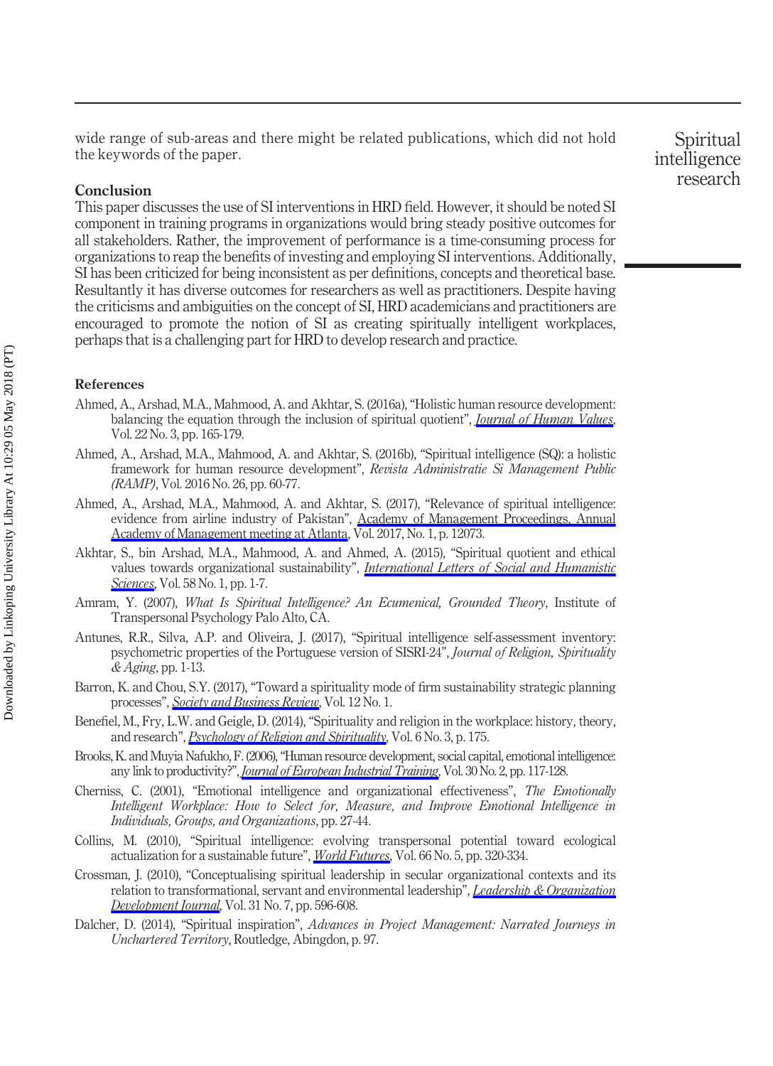wide range of sub-areas and there might be related publications, which did not hold the keywords of the paper.

## Conclusion

This paper discusses the use of SI interventions in HRD field. However, it should be noted SI component in training programs in organizations would bring steady positive outcomes for all stakeholders. Rather, the improvement of performance is a time-consuming process for organizations to reap the benefits of investing and employing SI interventions. Additionally, SI has been criticized for being inconsistent as per definitions, concepts and theoretical base. Resultantly it has diverse outcomes for researchers as well as practitioners. Despite having the criticisms and ambiguities on the concept of SI, HRD academicians and practitioners are encouraged to promote the notion of SI as creating spiritually intelligent workplaces, perhaps that is a challenging part for HRD to develop research and practice.

## References

Ahmed, A., Arshad, M.A., Mahmood, A. and Akhtar, S. (2016a), "Holistic human resource development: balancing the equation through the inclusion of spiritual quotient", *Journal of Human Values*, Vol. 22 No. 3, pp. 165-179.

Ahmed, A., Arshad, M.A., Mahmood, A. and Akhtar, S. (2016b), "Spiritual intelligence (SQ): a holistic framework for human resource development", *Revista Administratie Si Management Public (RAMP)*, Vol. 2016 No. 26, pp. 60-77.

Ahmed, A., Arshad, M.A., Mahmood, A. and Akhtar, S. (2017), "Relevance of spiritual intelligence: evidence from airline industry of Pakistan", Academy of Management Proceedings, Annual Academy of Management meeting at Atlanta, Vol. 2017, No. 1, p. 12073.

Akhtar, S., bin Arshad, M.A., Mahmood, A. and Ahmed, A. (2015), "Spiritual quotient and ethical values towards organizational sustainability", *International Letters of Social and Humanistic Sciences*, Vol. 58 No. 1, pp. 1-7.

Amram, Y. (2007), *What Is Spiritual Intelligence? An Ecumenical, Grounded Theory*, Institute of Transpersonal Psychology Palo Alto, CA.

Antunes, R.R., Silva, A.P. and Oliveira, J. (2017), "Spiritual intelligence self-assessment inventory: psychometric properties of the Portuguese version of SISRI-24", *Journal of Religion, Spirituality & Aging*, pp. 1-13.

Barron, K. and Chou, S.Y. (2017), "Toward a spirituality mode of firm sustainability strategic planning processes", *Society and Business Review*, Vol. 12 No. 1.

Benefiel, M., Fry, L.W. and Geigle, D. (2014), "Spirituality and religion in the workplace: history, theory, and research", *Psychology of Religion and Spirituality*, Vol. 6 No. 3, p. 175.

Brooks, K. and Muyia Nafukho, F. (2006), "Human resource development, social capital, emotional intelligence: any link to productivity?", *Journal of European Industrial Training*, Vol. 30 No. 2, pp. 117-128.

Cherniss, C. (2001), "Emotional intelligence and organizational effectiveness", *The Emotionally Intelligent Workplace: How to Select for, Measure, and Improve Emotional Intelligence in Individuals, Groups, and Organizations*, pp. 27-44.

Collins, M. (2010), "Spiritual intelligence: evolving transpersonal potential toward ecological actualization for a sustainable future", *World Futures*, Vol. 66 No. 5, pp. 320-334.

Crossman, J. (2010), "Conceptualising spiritual leadership in secular organizational contexts and its relation to transformational, servant and environmental leadership", *Leadership & Organization Development Journal*, Vol. 31 No. 7, pp. 596-608.

Dalcher, D. (2014), "Spiritual inspiration", *Advances in Project Management: Narrated Journeys in Unchartered Territory*, Routledge, Abingdon, p. 97.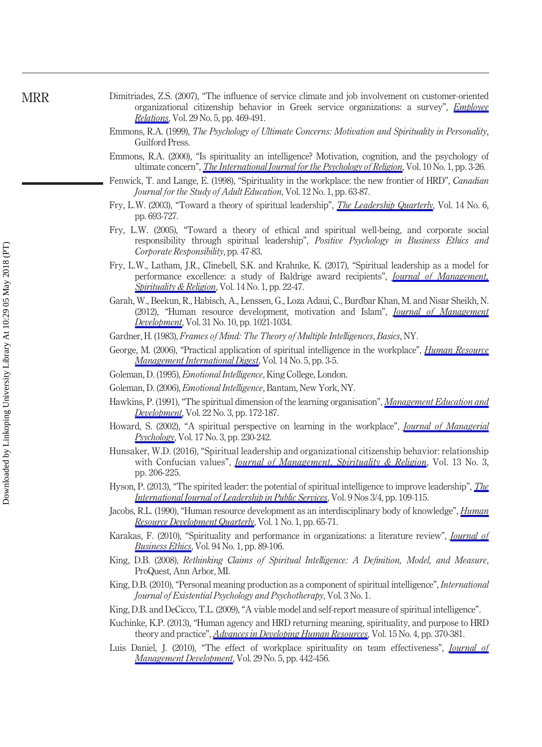Dimitriades, Z.S. (2007), "The influence of service climate and job involvement on customer-oriented organizational citizenship behavior in Greek service organizations: a survey", *Employee Relations*, Vol. 29 No. 5, pp. 469-491.

Emmons, R.A. (1999), *The Psychology of Ultimate Concerns: Motivation and Spirituality in Personality*, Guilford Press.

Emmons, R.A. (2000), "Is spirituality an intelligence? Motivation, cognition, and the psychology of ultimate concern", *The International Journal for the Psychology of Religion*, Vol. 10 No. 1, pp. 3-26.

Fenwick, T. and Lange, E. (1998), "Spirituality in the workplace: the new frontier of HRD", *Canadian Journal for the Study of Adult Education*, Vol. 12 No. 1, pp. 63-87.

Fry, L.W. (2003), "Toward a theory of spiritual leadership", *The Leadership Quarterly*, Vol. 14 No. 6, pp. 693-727.

Fry, L.W. (2005), "Toward a theory of ethical and spiritual well-being, and corporate social responsibility through spiritual leadership", *Positive Psychology in Business Ethics and Corporate Responsibility*, pp. 47-83.

Fry, L.W., Latham, J.R., Clinebell, S.K. and Krahnke, K. (2017), "Spiritual leadership as a model for performance excellence: a study of Baldrige award recipients", *Journal of Management, Spirituality & Religion*, Vol. 14 No. 1, pp. 22-47.

Garah, W., Beekun, R., Habisch, A., Lenssen, G., Loza Adaui, C., Burdbar Khan, M. and Nisar Sheikh, N. (2012), "Human resource development, motivation and Islam", *Journal of Management Development*, Vol. 31 No. 10, pp. 1021-1034.

Gardner, H. (1983), *Frames of Mind: The Theory of Multiple Intelligences*, *Basics*, NY.

George, M. (2006), "Practical application of spiritual intelligence in the workplace", *Human Resource Management International Digest*, Vol. 14 No. 5, pp. 3-5.

Goleman, D. (1995), *Emotional Intelligence*, King College, London.

Goleman, D. (2006), *Emotional Intelligence*, Bantam, New York, NY.

Hawkins, P. (1991), "The spiritual dimension of the learning organisation", *Management Education and Development*, Vol. 22 No. 3, pp. 172-187.

Howard, S. (2002), "A spiritual perspective on learning in the workplace", *Journal of Managerial Psychology*, Vol. 17 No. 3, pp. 230-242.

Hunsaker, W.D. (2016), "Spiritual leadership and organizational citizenship behavior: relationship with Confucian values", *Journal of Management, Spirituality & Religion*, Vol. 13 No. 3, pp. 206-225.

Hyson, P. (2013), "The spirited leader: the potential of spiritual intelligence to improve leadership", *The International Journal of Leadership in Public Services*, Vol. 9 Nos 3/4, pp. 109-115.

Jacobs, R.L. (1990), "Human resource development as an interdisciplinary body of knowledge", *Human Resource Development Quarterly*, Vol. 1 No. 1, pp. 65-71.

Karakas, F. (2010), "Spirituality and performance in organizations: a literature review", *Journal of Business Ethics*, Vol. 94 No. 1, pp. 89-106.

King, D.B. (2008), *Rethinking Claims of Spiritual Intelligence: A Definition, Model, and Measure*, ProQuest, Ann Arbor, MI.

King, D.B. (2010), "Personal meaning production as a component of spiritual intelligence", *International Journal of Existential Psychology and Psychotherapy*, Vol. 3 No. 1.

King, D.B. and DeCicco, T.L. (2009), "A viable model and self-report measure of spiritual intelligence".

Kuchinke, K.P. (2013), "Human agency and HRD returning meaning, spirituality, and purpose to HRD theory and practice", *Advances in Developing Human Resources*, Vol. 15 No. 4, pp. 370-381.

Luis Daniel, J. (2010), "The effect of workplace spirituality on team effectiveness", *Journal of Management Development*, Vol. 29 No. 5, pp. 442-456.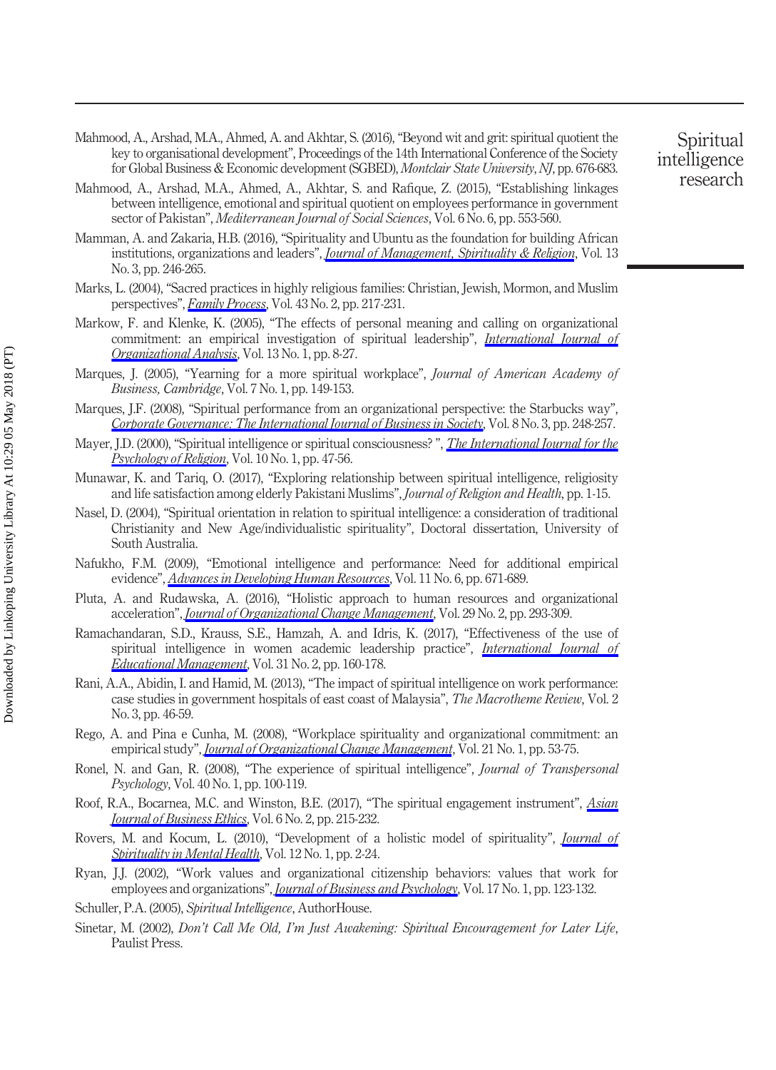Mahmood, A., Arshad, M.A., Ahmed, A. and Akhtar, S. (2016), "Beyond wit and grit: spiritual quotient the key to organisational development", Proceedings of the 14th International Conference of the Society for Global Business & Economic development (SGBED), *Montclair State University, NJ*, pp. 676-683.

Mahmood, A., Arshad, M.A., Ahmed, A., Akhtar, S. and Rafique, Z. (2015), "Establishing linkages between intelligence, emotional and spiritual quotient on employees performance in government sector of Pakistan", *Mediterranean Journal of Social Sciences*, Vol. 6 No. 6, pp. 553-560.

Mamman, A. and Zakaria, H.B. (2016), "Spirituality and Ubuntu as the foundation for building African institutions, organizations and leaders", *Journal of Management, Spirituality & Religion*, Vol. 13 No. 3, pp. 246-265.

Marks, L. (2004), "Sacred practices in highly religious families: Christian, Jewish, Mormon, and Muslim perspectives", *Family Process*, Vol. 43 No. 2, pp. 217-231.

Markow, F. and Klenke, K. (2005), "The effects of personal meaning and calling on organizational commitment: an empirical investigation of spiritual leadership", *International Journal of Organizational Analysis*, Vol. 13 No. 1, pp. 8-27.

Marques, J. (2005), "Yearning for a more spiritual workplace", *Journal of American Academy of Business, Cambridge*, Vol. 7 No. 1, pp. 149-153.

Marques, J.F. (2008), "Spiritual performance from an organizational perspective: the Starbucks way", *Corporate Governance: The International Journal of Business in Society*, Vol. 8 No. 3, pp. 248-257.

Mayer, J.D. (2000), "Spiritual intelligence or spiritual consciousness? ", *The International Journal for the Psychology of Religion*, Vol. 10 No. 1, pp. 47-56.

Munawar, K. and Tariq, O. (2017), "Exploring relationship between spiritual intelligence, religiosity and life satisfaction among elderly Pakistani Muslims", *Journal of Religion and Health*, pp. 1-15.

Nasel, D. (2004), "Spiritual orientation in relation to spiritual intelligence: a consideration of traditional Christianity and New Age/individualistic spirituality", Doctoral dissertation, University of South Australia.

Nafukho, F.M. (2009), "Emotional intelligence and performance: Need for additional empirical evidence", *Advances in Developing Human Resources*, Vol. 11 No. 6, pp. 671-689.

Pluta, A. and Rudawska, A. (2016), "Holistic approach to human resources and organizational acceleration", *Journal of Organizational Change Management*, Vol. 29 No. 2, pp. 293-309.

Ramachandaran, S.D., Krauss, S.E., Hamzah, A. and Idris, K. (2017), "Effectiveness of the use of spiritual intelligence in women academic leadership practice", *International Journal of Educational Management*, Vol. 31 No. 2, pp. 160-178.

Rani, A.A., Abidin, I. and Hamid, M. (2013), "The impact of spiritual intelligence on work performance: case studies in government hospitals of east coast of Malaysia", *The Macrotheme Review*, Vol. 2 No. 3, pp. 46-59.

Rego, A. and Pina e Cunha, M. (2008), "Workplace spirituality and organizational commitment: an empirical study", *Journal of Organizational Change Management*, Vol. 21 No. 1, pp. 53-75.

Ronel, N. and Gan, R. (2008), "The experience of spiritual intelligence", *Journal of Transpersonal Psychology*, Vol. 40 No. 1, pp. 100-119.

Roof, R.A., Bocarnea, M.C. and Winston, B.E. (2017), "The spiritual engagement instrument", *Asian Journal of Business Ethics*, Vol. 6 No. 2, pp. 215-232.

Rovers, M. and Kocum, L. (2010), "Development of a holistic model of spirituality", *Journal of Spirituality in Mental Health*, Vol. 12 No. 1, pp. 2-24.

Ryan, J.J. (2002), "Work values and organizational citizenship behaviors: values that work for employees and organizations", *Journal of Business and Psychology*, Vol. 17 No. 1, pp. 123-132.

Schuller, P.A. (2005), *Spiritual Intelligence*, AuthorHouse.

Sinetar, M. (2002), *Don't Call Me Old, I'm Just Awakening: Spiritual Encouragement for Later Life*, Paulist Press.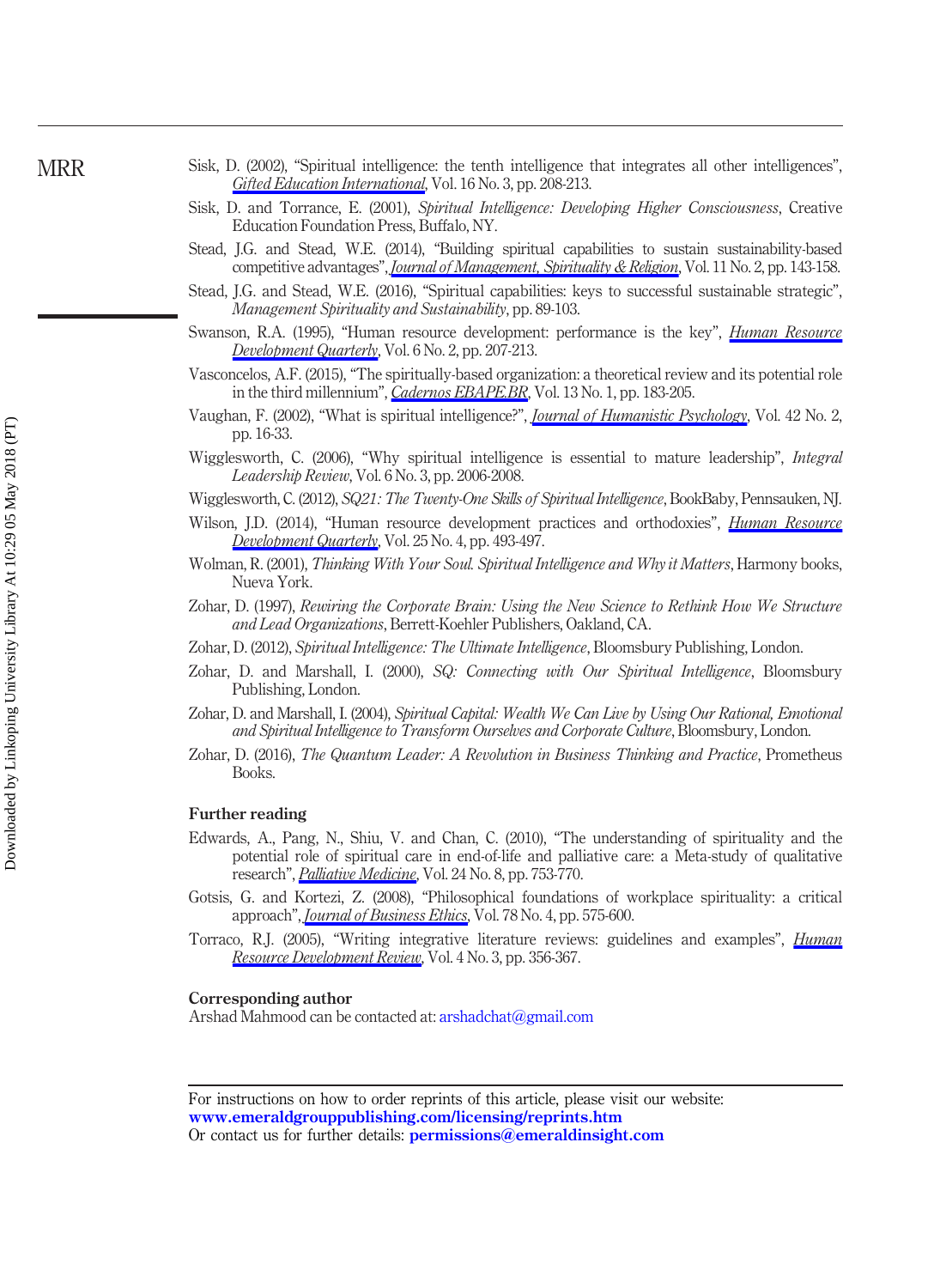Sisk, D. (2002), "Spiritual intelligence: the tenth intelligence that integrates all other intelligences", *Gifted Education International*, Vol. 16 No. 3, pp. 208-213.

Sisk, D. and Torrance, E. (2001), *Spiritual Intelligence: Developing Higher Consciousness*, Creative Education Foundation Press, Buffalo, NY.

Stead, J.G. and Stead, W.E. (2014), "Building spiritual capabilities to sustain sustainability-based competitive advantages", *Journal of Management, Spirituality & Religion*, Vol. 11 No. 2, pp. 143-158.

Stead, J.G. and Stead, W.E. (2016), "Spiritual capabilities: keys to successful sustainable strategic", *Management Spirituality and Sustainability*, pp. 89-103.

Swanson, R.A. (1995), "Human resource development: performance is the key", *Human Resource Development Quarterly*, Vol. 6 No. 2, pp. 207-213.

Vasconcelos, A.F. (2015), "The spiritually-based organization: a theoretical review and its potential role in the third millennium", *Cadernos EBAPE.BR*, Vol. 13 No. 1, pp. 183-205.

Vaughan, F. (2002), "What is spiritual intelligence?", *Journal of Humanistic Psychology*, Vol. 42 No. 2, pp. 16-33.

Wigglesworth, C. (2006), "Why spiritual intelligence is essential to mature leadership", *Integral Leadership Review*, Vol. 6 No. 3, pp. 2006-2008.

Wigglesworth, C. (2012), *SQ21: The Twenty-One Skills of Spiritual Intelligence*, BookBaby, Pennsauken, NJ.

Wilson, J.D. (2014), "Human resource development practices and orthodoxies", *Human Resource Development Quarterly*, Vol. 25 No. 4, pp. 493-497.

Wolman, R. (2001), *Thinking With Your Soul. Spiritual Intelligence and Why it Matters*, Harmony books, Nueva York.

Zohar, D. (1997), *Rewiring the Corporate Brain: Using the New Science to Rethink How We Structure and Lead Organizations*, Berrett-Koehler Publishers, Oakland, CA.

Zohar, D. (2012), *Spiritual Intelligence: The Ultimate Intelligence*, Bloomsbury Publishing, London.

Zohar, D. and Marshall, I. (2000), *SQ: Connecting with Our Spiritual Intelligence*, Bloomsbury Publishing, London.

Zohar, D. and Marshall, I. (2004), *Spiritual Capital: Wealth We Can Live by Using Our Rational, Emotional and Spiritual Intelligence to Transform Ourselves and Corporate Culture*, Bloomsbury, London.

Zohar, D. (2016), *The Quantum Leader: A Revolution in Business Thinking and Practice*, Prometheus Books.

## Further reading

Edwards, A., Pang, N., Shiu, V. and Chan, C. (2010), "The understanding of spirituality and the potential role of spiritual care in end-of-life and palliative care: a Meta-study of qualitative research", *Palliative Medicine*, Vol. 24 No. 8, pp. 753-770.

Gotsis, G. and Kortezi, Z. (2008), "Philosophical foundations of workplace spirituality: a critical approach", *Journal of Business Ethics*, Vol. 78 No. 4, pp. 575-600.

Torraco, R.J. (2005), "Writing integrative literature reviews: guidelines and examples", *Human Resource Development Review*, Vol. 4 No. 3, pp. 356-367.

## Corresponding author

Arshad Mahmood can be contacted at: arshadchat@gmail.com

For instructions on how to order reprints of this article, please visit our website:
**www.emeraldgrouppublishing.com/licensing/reprints.htm**
Or contact us for further details: **permissions@emeraldinsight.com**